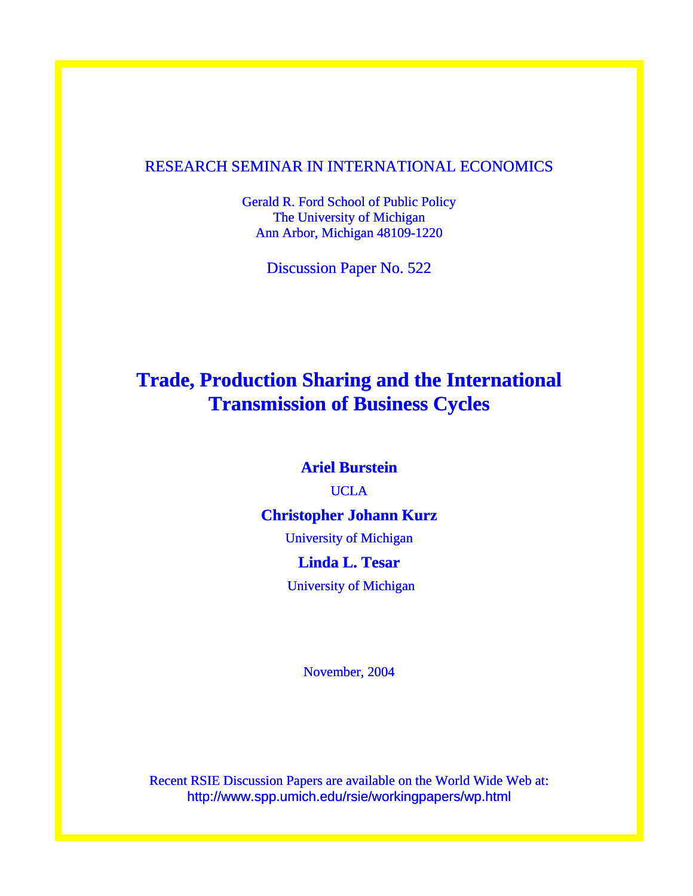RESEARCH SEMINAR IN INTERNATIONAL ECONOMICS

Gerald R. Ford School of Public Policy
The University of Michigan
Ann Arbor, Michigan 48109-1220

Discussion Paper No. 522

# Trade, Production Sharing and the International Transmission of Business Cycles

**Ariel Burstein**

UCLA

**Christopher Johann Kurz**

University of Michigan

**Linda L. Tesar**

University of Michigan

November, 2004

Recent RSIE Discussion Papers are available on the World Wide Web at:
http://www.spp.umich.edu/rsie/workingpapers/wp.html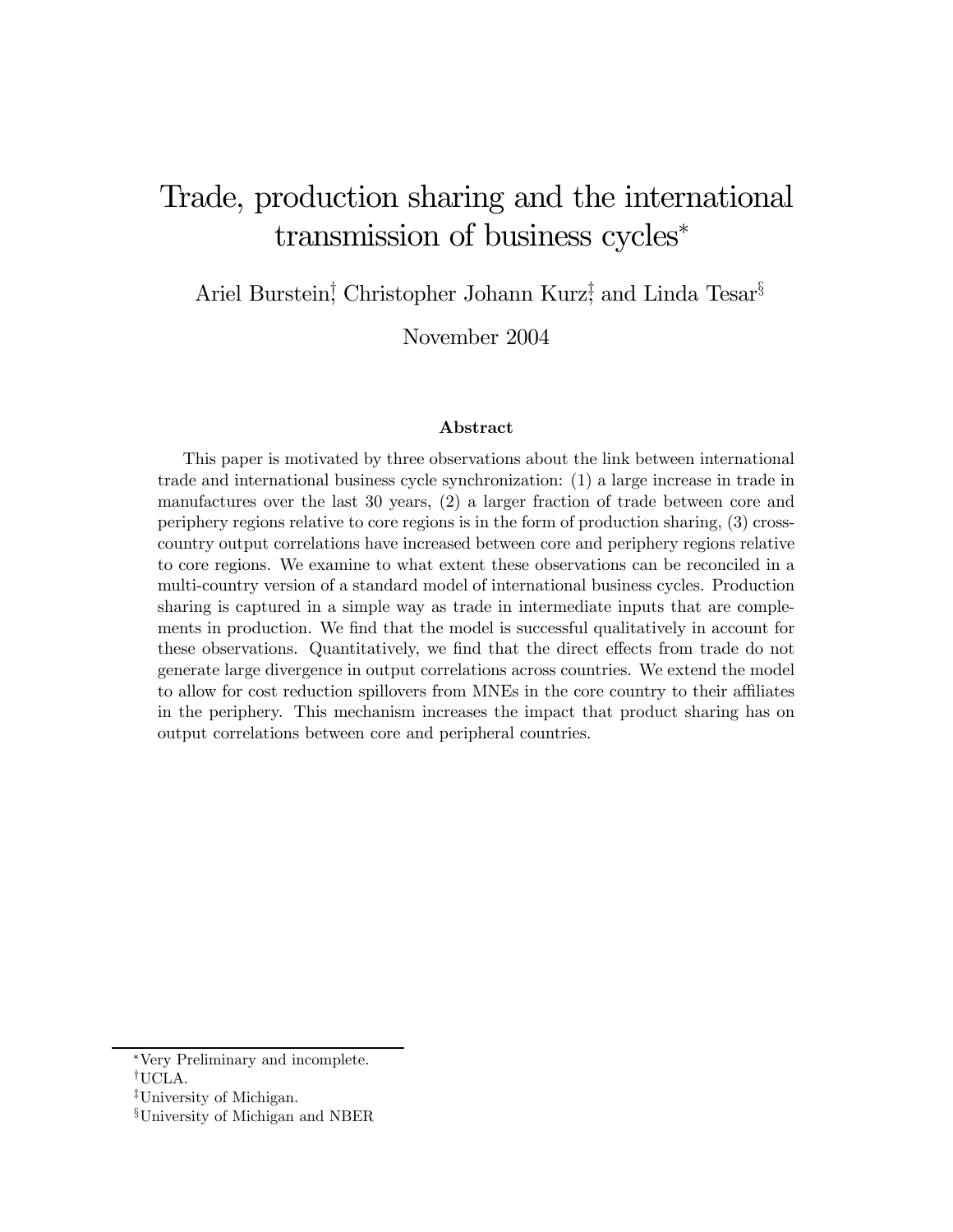# Trade, production sharing and the international transmission of business cycles*

Ariel Burstein[†], Christopher Johann Kurz[‡], and Linda Tesar[§]

November 2004

### Abstract

This paper is motivated by three observations about the link between international trade and international business cycle synchronization: (1) a large increase in trade in manufactures over the last 30 years, (2) a larger fraction of trade between core and periphery regions relative to core regions is in the form of production sharing, (3) cross-country output correlations have increased between core and periphery regions relative to core regions. We examine to what extent these observations can be reconciled in a multi-country version of a standard model of international business cycles. Production sharing is captured in a simple way as trade in intermediate inputs that are complements in production. We find that the model is successful qualitatively in account for these observations. Quantitatively, we find that the direct effects from trade do not generate large divergence in output correlations across countries. We extend the model to allow for cost reduction spillovers from MNEs in the core country to their affiliates in the periphery. This mechanism increases the impact that product sharing has on output correlations between core and peripheral countries.

---

*Very Preliminary and incomplete.

[†]UCLA.

[‡]University of Michigan.

[§]University of Michigan and NBER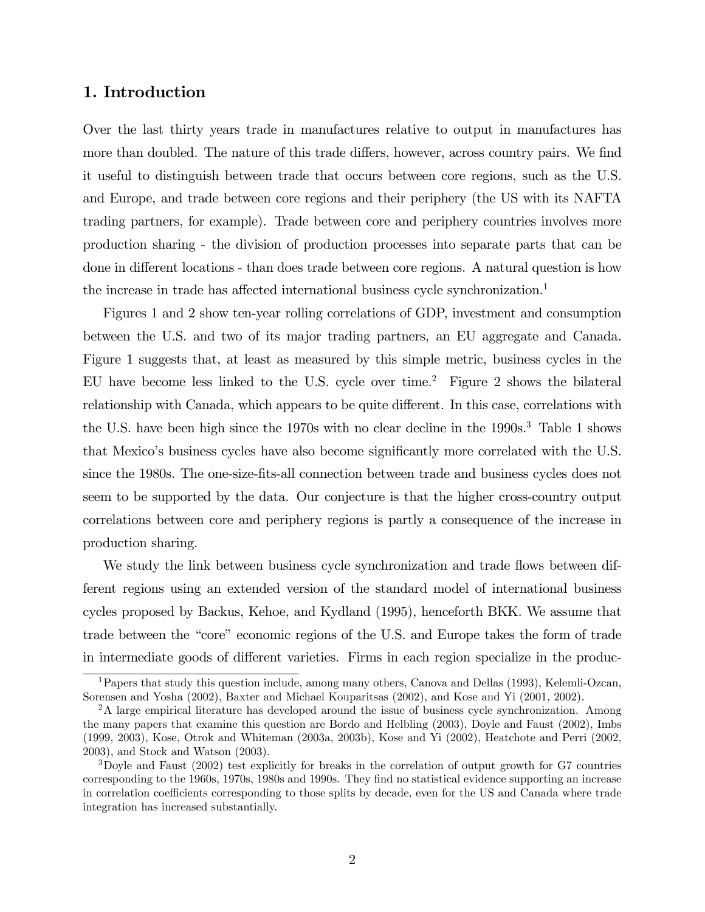## 1. Introduction

Over the last thirty years trade in manufactures relative to output in manufactures has more than doubled. The nature of this trade differs, however, across country pairs. We find it useful to distinguish between trade that occurs between core regions, such as the U.S. and Europe, and trade between core regions and their periphery (the US with its NAFTA trading partners, for example). Trade between core and periphery countries involves more production sharing - the division of production processes into separate parts that can be done in different locations - than does trade between core regions. A natural question is how the increase in trade has affected international business cycle synchronization.[1]

Figures 1 and 2 show ten-year rolling correlations of GDP, investment and consumption between the U.S. and two of its major trading partners, an EU aggregate and Canada. Figure 1 suggests that, at least as measured by this simple metric, business cycles in the EU have become less linked to the U.S. cycle over time.[2] Figure 2 shows the bilateral relationship with Canada, which appears to be quite different. In this case, correlations with the U.S. have been high since the 1970s with no clear decline in the 1990s.[3] Table 1 shows that Mexico's business cycles have also become significantly more correlated with the U.S. since the 1980s. The one-size-fits-all connection between trade and business cycles does not seem to be supported by the data. Our conjecture is that the higher cross-country output correlations between core and periphery regions is partly a consequence of the increase in production sharing.

We study the link between business cycle synchronization and trade flows between different regions using an extended version of the standard model of international business cycles proposed by Backus, Kehoe, and Kydland (1995), henceforth BKK. We assume that trade between the "core" economic regions of the U.S. and Europe takes the form of trade in intermediate goods of different varieties. Firms in each region specialize in the produc-

[1] Papers that study this question include, among many others, Canova and Dellas (1993), Kelemli-Ozcan, Sorensen and Yosha (2002), Baxter and Michael Kouparitsas (2002), and Kose and Yi (2001, 2002).

[2] A large empirical literature has developed around the issue of business cycle synchronization. Among the many papers that examine this question are Bordo and Helbling (2003), Doyle and Faust (2002), Imbs (1999, 2003), Kose, Otrok and Whiteman (2003a, 2003b), Kose and Yi (2002), Heatchote and Perri (2002, 2003), and Stock and Watson (2003).

[3] Doyle and Faust (2002) test explicitly for breaks in the correlation of output growth for G7 countries corresponding to the 1960s, 1970s, 1980s and 1990s. They find no statistical evidence supporting an increase in correlation coefficients corresponding to those splits by decade, even for the US and Canada where trade integration has increased substantially.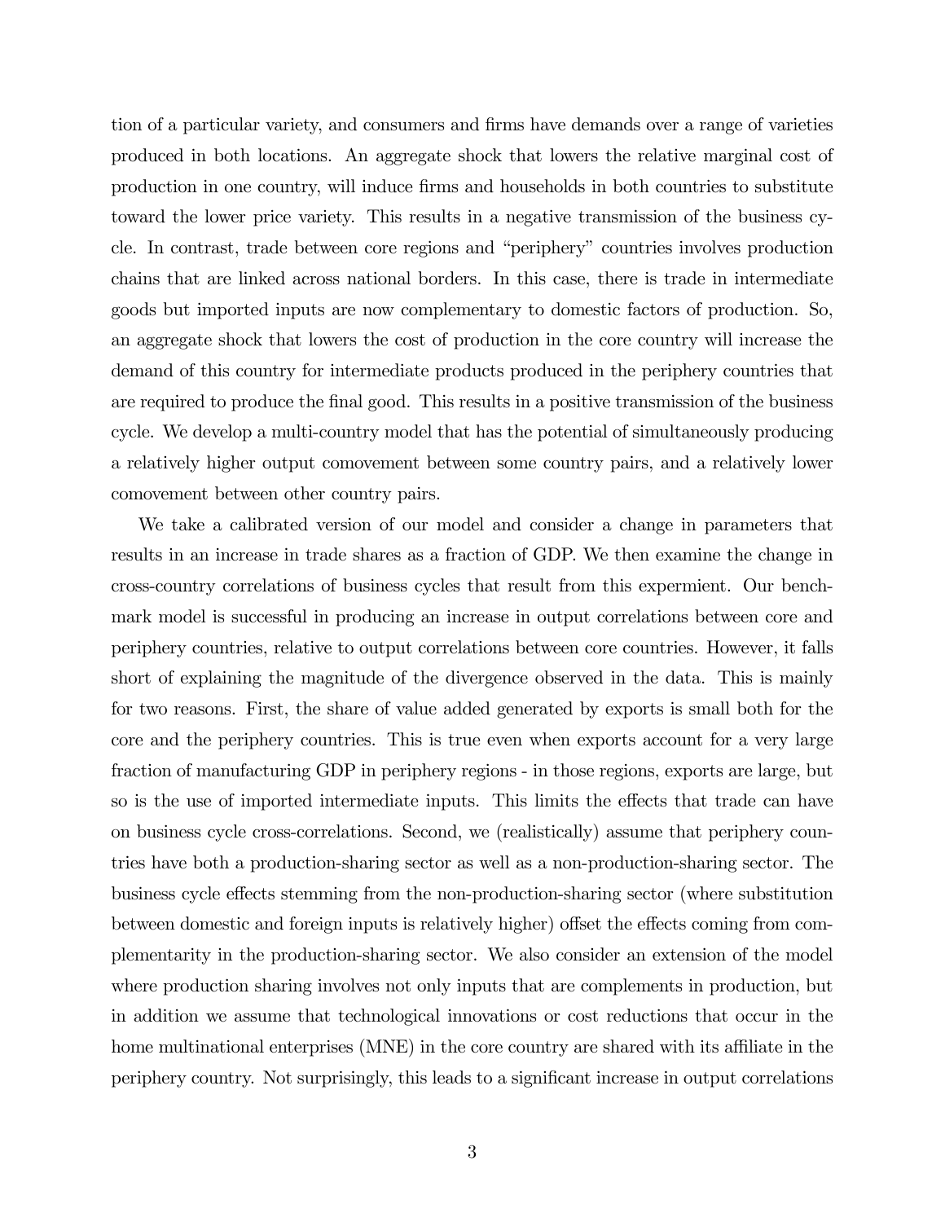tion of a particular variety, and consumers and firms have demands over a range of varieties produced in both locations. An aggregate shock that lowers the relative marginal cost of production in one country, will induce firms and households in both countries to substitute toward the lower price variety. This results in a negative transmission of the business cycle. In contrast, trade between core regions and "periphery" countries involves production chains that are linked across national borders. In this case, there is trade in intermediate goods but imported inputs are now complementary to domestic factors of production. So, an aggregate shock that lowers the cost of production in the core country will increase the demand of this country for intermediate products produced in the periphery countries that are required to produce the final good. This results in a positive transmission of the business cycle. We develop a multi-country model that has the potential of simultaneously producing a relatively higher output comovement between some country pairs, and a relatively lower comovement between other country pairs.

We take a calibrated version of our model and consider a change in parameters that results in an increase in trade shares as a fraction of GDP. We then examine the change in cross-country correlations of business cycles that result from this expermient. Our benchmark model is successful in producing an increase in output correlations between core and periphery countries, relative to output correlations between core countries. However, it falls short of explaining the magnitude of the divergence observed in the data. This is mainly for two reasons. First, the share of value added generated by exports is small both for the core and the periphery countries. This is true even when exports account for a very large fraction of manufacturing GDP in periphery regions - in those regions, exports are large, but so is the use of imported intermediate inputs. This limits the effects that trade can have on business cycle cross-correlations. Second, we (realistically) assume that periphery countries have both a production-sharing sector as well as a non-production-sharing sector. The business cycle effects stemming from the non-production-sharing sector (where substitution between domestic and foreign inputs is relatively higher) offset the effects coming from complementarity in the production-sharing sector. We also consider an extension of the model where production sharing involves not only inputs that are complements in production, but in addition we assume that technological innovations or cost reductions that occur in the home multinational enterprises (MNE) in the core country are shared with its affiliate in the periphery country. Not surprisingly, this leads to a significant increase in output correlations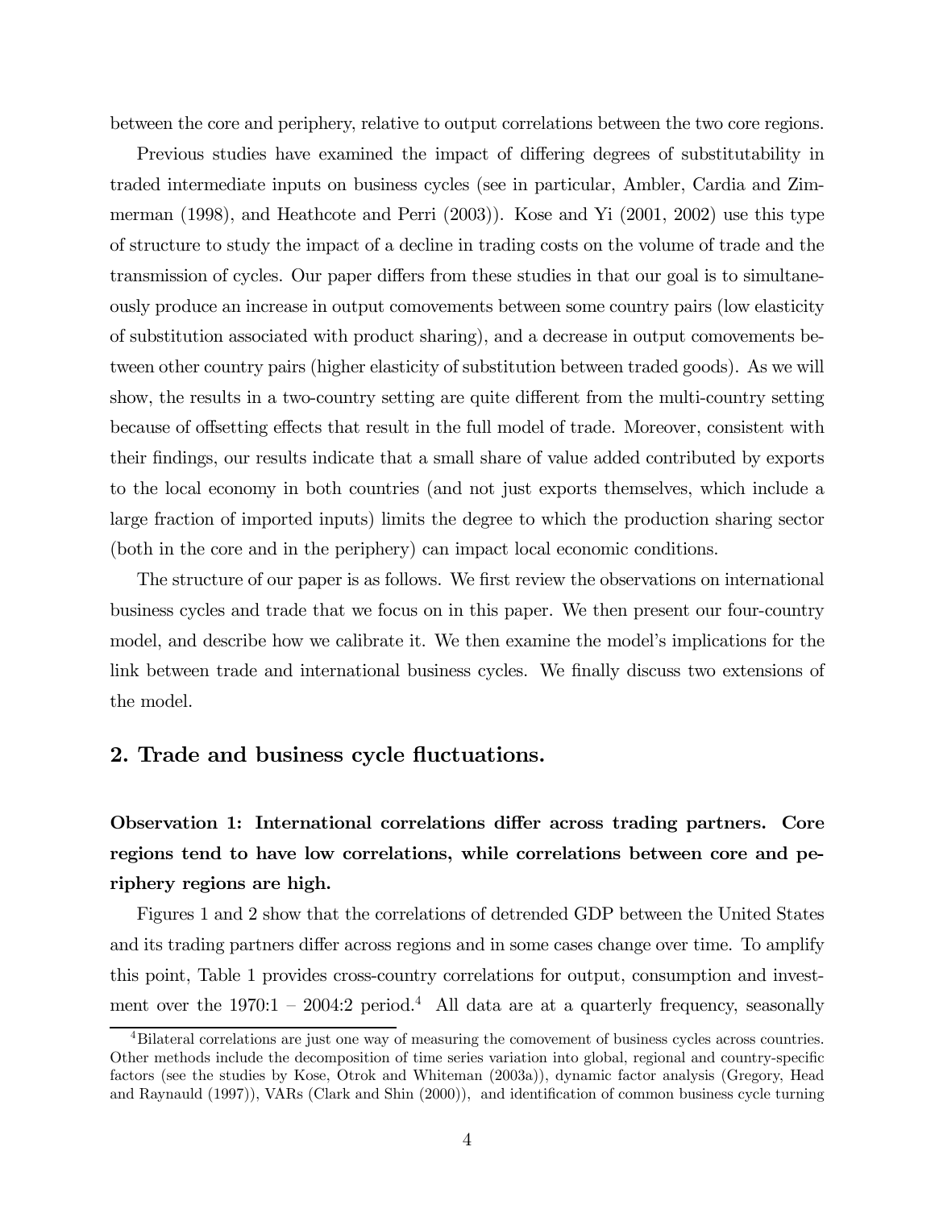between the core and periphery, relative to output correlations between the two core regions.

Previous studies have examined the impact of differing degrees of substitutability in traded intermediate inputs on business cycles (see in particular, Ambler, Cardia and Zimmerman (1998), and Heathcote and Perri (2003)). Kose and Yi (2001, 2002) use this type of structure to study the impact of a decline in trading costs on the volume of trade and the transmission of cycles. Our paper differs from these studies in that our goal is to simultaneously produce an increase in output comovements between some country pairs (low elasticity of substitution associated with product sharing), and a decrease in output comovements between other country pairs (higher elasticity of substitution between traded goods). As we will show, the results in a two-country setting are quite different from the multi-country setting because of offsetting effects that result in the full model of trade. Moreover, consistent with their findings, our results indicate that a small share of value added contributed by exports to the local economy in both countries (and not just exports themselves, which include a large fraction of imported inputs) limits the degree to which the production sharing sector (both in the core and in the periphery) can impact local economic conditions.

The structure of our paper is as follows. We first review the observations on international business cycles and trade that we focus on in this paper. We then present our four-country model, and describe how we calibrate it. We then examine the model's implications for the link between trade and international business cycles. We finally discuss two extensions of the model.

## 2. Trade and business cycle fluctuations.

**Observation 1: International correlations differ across trading partners. Core regions tend to have low correlations, while correlations between core and periphery regions are high.**

Figures 1 and 2 show that the correlations of detrended GDP between the United States and its trading partners differ across regions and in some cases change over time. To amplify this point, Table 1 provides cross-country correlations for output, consumption and investment over the 1970:1 – 2004:2 period.[4] All data are at a quarterly frequency, seasonally

[4] Bilateral correlations are just one way of measuring the comovement of business cycles across countries. Other methods include the decomposition of time series variation into global, regional and country-specific factors (see the studies by Kose, Otrok and Whiteman (2003a)), dynamic factor analysis (Gregory, Head and Raynauld (1997)), VARs (Clark and Shin (2000)), and identification of common business cycle turning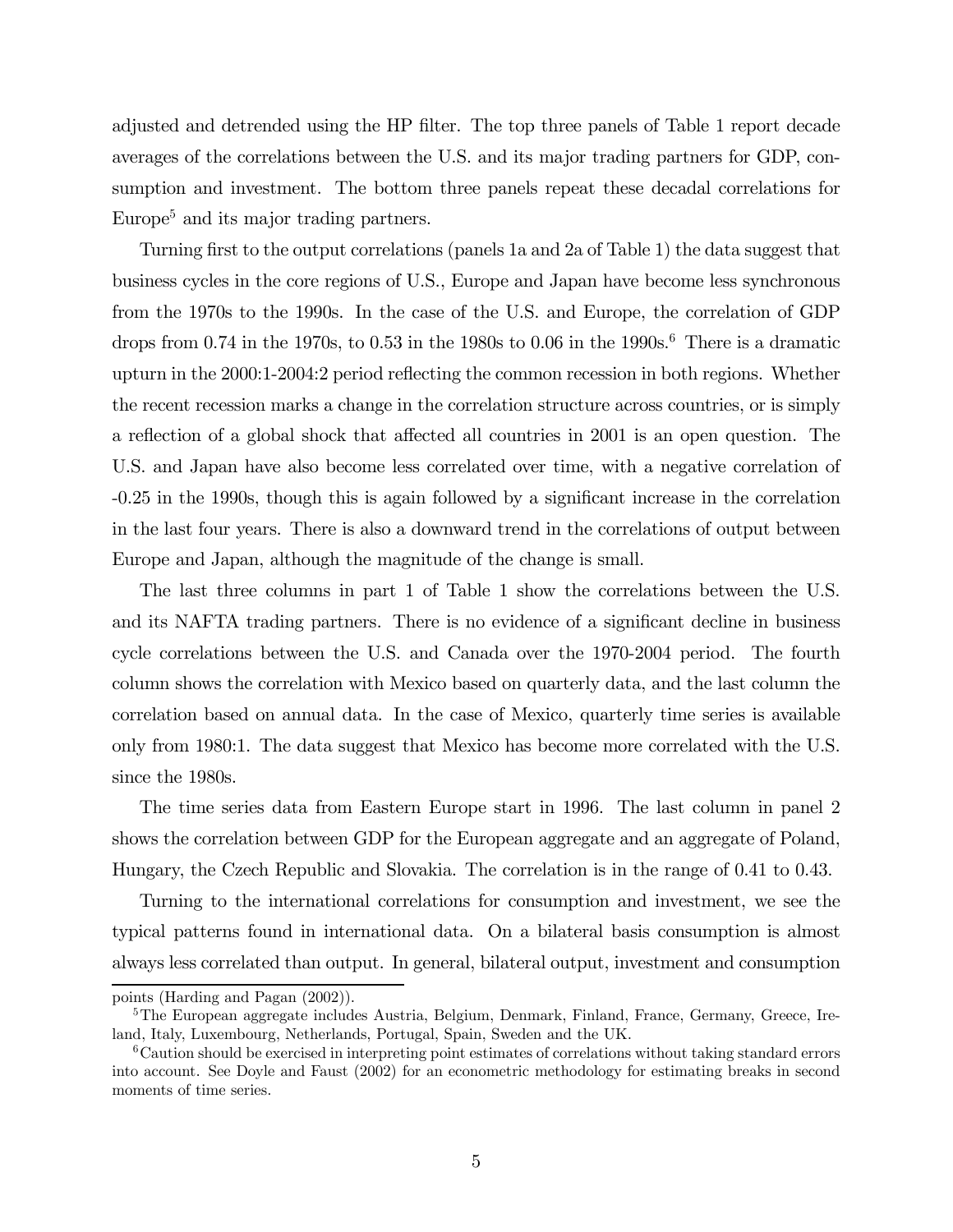adjusted and detrended using the HP filter. The top three panels of Table 1 report decade averages of the correlations between the U.S. and its major trading partners for GDP, consumption and investment. The bottom three panels repeat these decadal correlations for Europe[5] and its major trading partners.

Turning first to the output correlations (panels 1a and 2a of Table 1) the data suggest that business cycles in the core regions of U.S., Europe and Japan have become less synchronous from the 1970s to the 1990s. In the case of the U.S. and Europe, the correlation of GDP drops from 0.74 in the 1970s, to 0.53 in the 1980s to 0.06 in the 1990s.[6] There is a dramatic upturn in the 2000:1-2004:2 period reflecting the common recession in both regions. Whether the recent recession marks a change in the correlation structure across countries, or is simply a reflection of a global shock that affected all countries in 2001 is an open question. The U.S. and Japan have also become less correlated over time, with a negative correlation of -0.25 in the 1990s, though this is again followed by a significant increase in the correlation in the last four years. There is also a downward trend in the correlations of output between Europe and Japan, although the magnitude of the change is small.

The last three columns in part 1 of Table 1 show the correlations between the U.S. and its NAFTA trading partners. There is no evidence of a significant decline in business cycle correlations between the U.S. and Canada over the 1970-2004 period. The fourth column shows the correlation with Mexico based on quarterly data, and the last column the correlation based on annual data. In the case of Mexico, quarterly time series is available only from 1980:1. The data suggest that Mexico has become more correlated with the U.S. since the 1980s.

The time series data from Eastern Europe start in 1996. The last column in panel 2 shows the correlation between GDP for the European aggregate and an aggregate of Poland, Hungary, the Czech Republic and Slovakia. The correlation is in the range of 0.41 to 0.43.

Turning to the international correlations for consumption and investment, we see the typical patterns found in international data. On a bilateral basis consumption is almost always less correlated than output. In general, bilateral output, investment and consumption

points (Harding and Pagan (2002)).

[5] The European aggregate includes Austria, Belgium, Denmark, Finland, France, Germany, Greece, Ireland, Italy, Luxembourg, Netherlands, Portugal, Spain, Sweden and the UK.

[6] Caution should be exercised in interpreting point estimates of correlations without taking standard errors into account. See Doyle and Faust (2002) for an econometric methodology for estimating breaks in second moments of time series.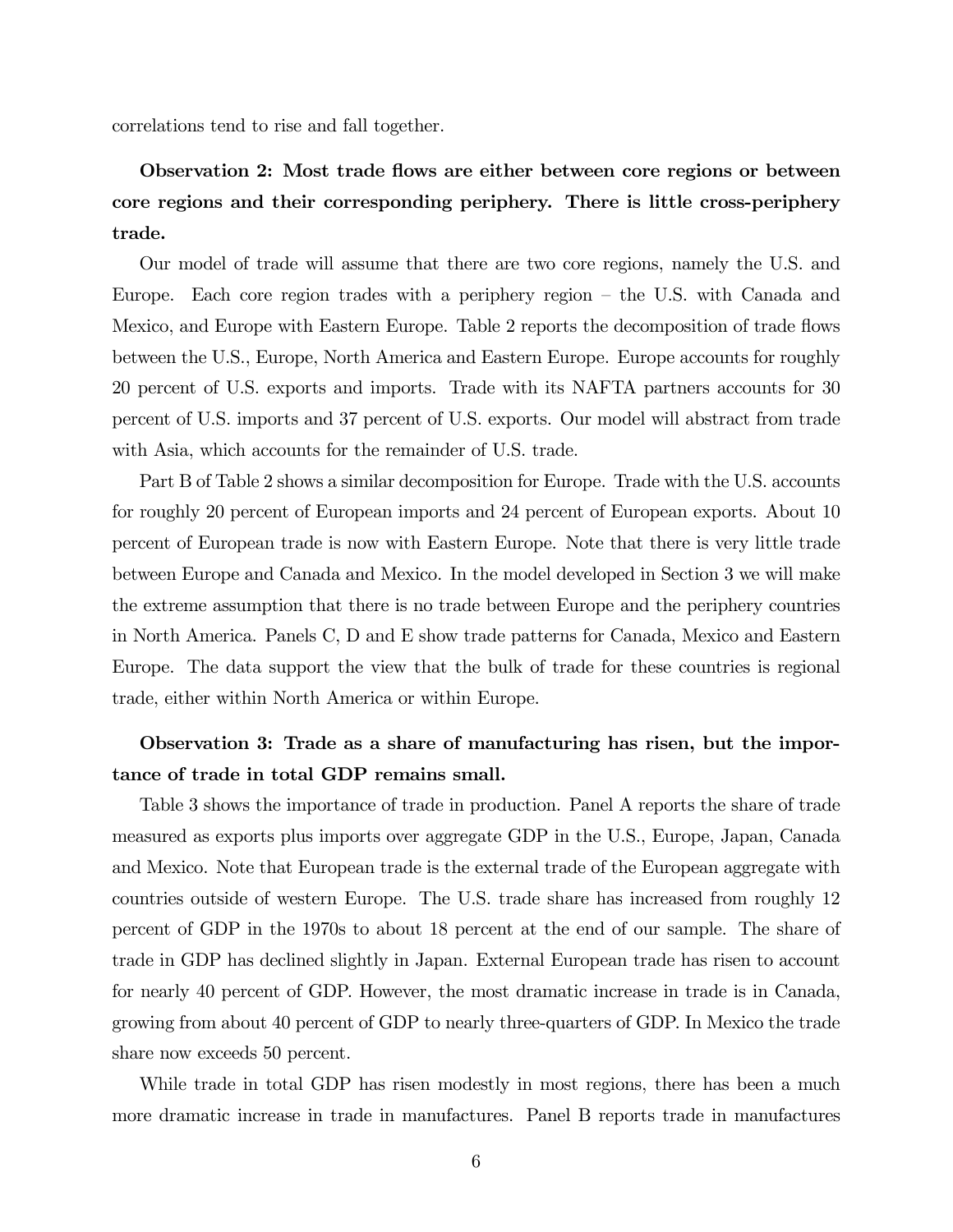correlations tend to rise and fall together.

**Observation 2: Most trade flows are either between core regions or between core regions and their corresponding periphery. There is little cross-periphery trade.**

Our model of trade will assume that there are two core regions, namely the U.S. and Europe. Each core region trades with a periphery region – the U.S. with Canada and Mexico, and Europe with Eastern Europe. Table 2 reports the decomposition of trade flows between the U.S., Europe, North America and Eastern Europe. Europe accounts for roughly 20 percent of U.S. exports and imports. Trade with its NAFTA partners accounts for 30 percent of U.S. imports and 37 percent of U.S. exports. Our model will abstract from trade with Asia, which accounts for the remainder of U.S. trade.

Part B of Table 2 shows a similar decomposition for Europe. Trade with the U.S. accounts for roughly 20 percent of European imports and 24 percent of European exports. About 10 percent of European trade is now with Eastern Europe. Note that there is very little trade between Europe and Canada and Mexico. In the model developed in Section 3 we will make the extreme assumption that there is no trade between Europe and the periphery countries in North America. Panels C, D and E show trade patterns for Canada, Mexico and Eastern Europe. The data support the view that the bulk of trade for these countries is regional trade, either within North America or within Europe.

**Observation 3: Trade as a share of manufacturing has risen, but the importance of trade in total GDP remains small.**

Table 3 shows the importance of trade in production. Panel A reports the share of trade measured as exports plus imports over aggregate GDP in the U.S., Europe, Japan, Canada and Mexico. Note that European trade is the external trade of the European aggregate with countries outside of western Europe. The U.S. trade share has increased from roughly 12 percent of GDP in the 1970s to about 18 percent at the end of our sample. The share of trade in GDP has declined slightly in Japan. External European trade has risen to account for nearly 40 percent of GDP. However, the most dramatic increase in trade is in Canada, growing from about 40 percent of GDP to nearly three-quarters of GDP. In Mexico the trade share now exceeds 50 percent.

While trade in total GDP has risen modestly in most regions, there has been a much more dramatic increase in trade in manufactures. Panel B reports trade in manufactures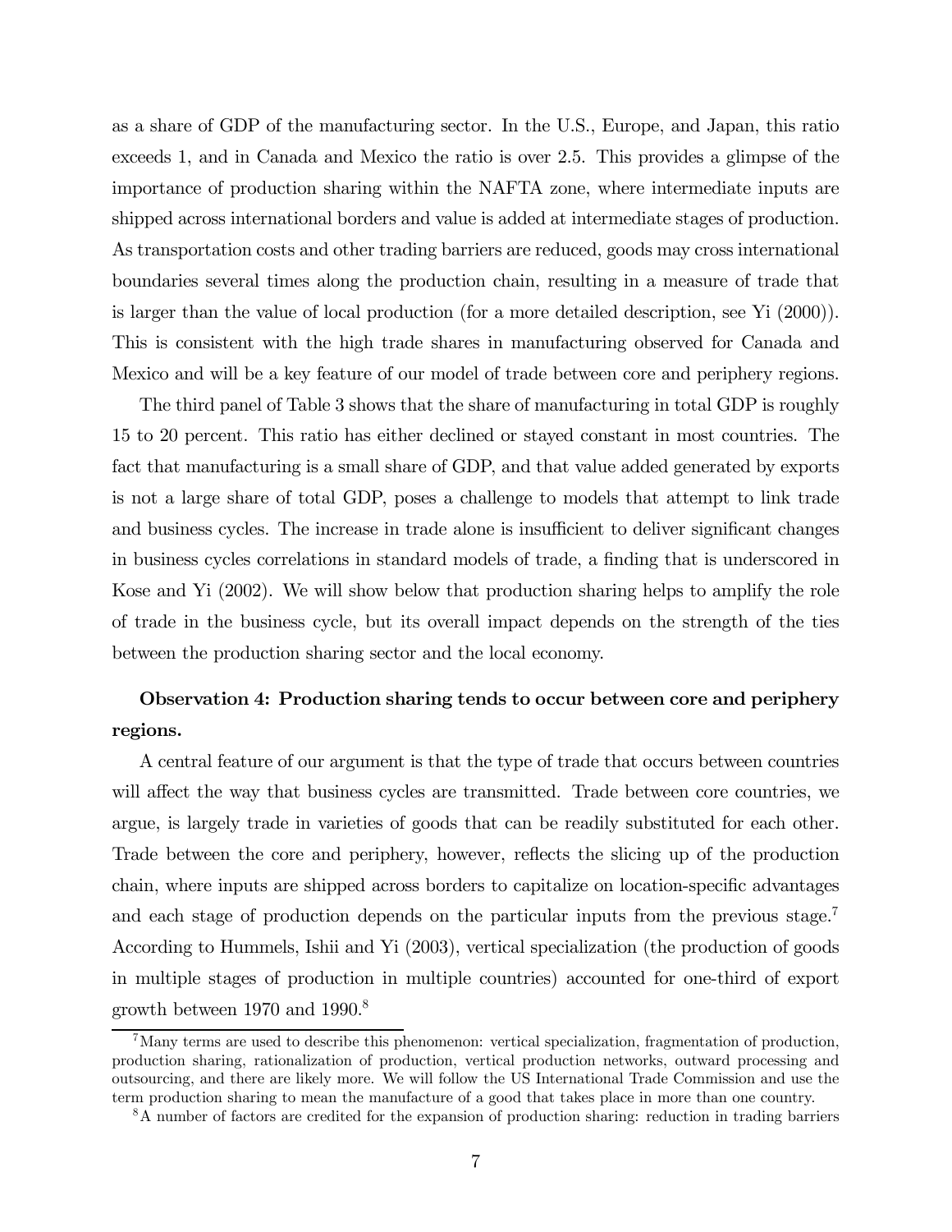as a share of GDP of the manufacturing sector. In the U.S., Europe, and Japan, this ratio exceeds 1, and in Canada and Mexico the ratio is over 2.5. This provides a glimpse of the importance of production sharing within the NAFTA zone, where intermediate inputs are shipped across international borders and value is added at intermediate stages of production. As transportation costs and other trading barriers are reduced, goods may cross international boundaries several times along the production chain, resulting in a measure of trade that is larger than the value of local production (for a more detailed description, see Yi (2000)). This is consistent with the high trade shares in manufacturing observed for Canada and Mexico and will be a key feature of our model of trade between core and periphery regions.

The third panel of Table 3 shows that the share of manufacturing in total GDP is roughly 15 to 20 percent. This ratio has either declined or stayed constant in most countries. The fact that manufacturing is a small share of GDP, and that value added generated by exports is not a large share of total GDP, poses a challenge to models that attempt to link trade and business cycles. The increase in trade alone is insufficient to deliver significant changes in business cycles correlations in standard models of trade, a finding that is underscored in Kose and Yi (2002). We will show below that production sharing helps to amplify the role of trade in the business cycle, but its overall impact depends on the strength of the ties between the production sharing sector and the local economy.

**Observation 4: Production sharing tends to occur between core and periphery regions.**

A central feature of our argument is that the type of trade that occurs between countries will affect the way that business cycles are transmitted. Trade between core countries, we argue, is largely trade in varieties of goods that can be readily substituted for each other. Trade between the core and periphery, however, reflects the slicing up of the production chain, where inputs are shipped across borders to capitalize on location-specific advantages and each stage of production depends on the particular inputs from the previous stage.[7] According to Hummels, Ishii and Yi (2003), vertical specialization (the production of goods in multiple stages of production in multiple countries) accounted for one-third of export growth between 1970 and 1990.[8]

[7] Many terms are used to describe this phenomenon: vertical specialization, fragmentation of production, production sharing, rationalization of production, vertical production networks, outward processing and outsourcing, and there are likely more. We will follow the US International Trade Commission and use the term production sharing to mean the manufacture of a good that takes place in more than one country.

[8] A number of factors are credited for the expansion of production sharing: reduction in trading barriers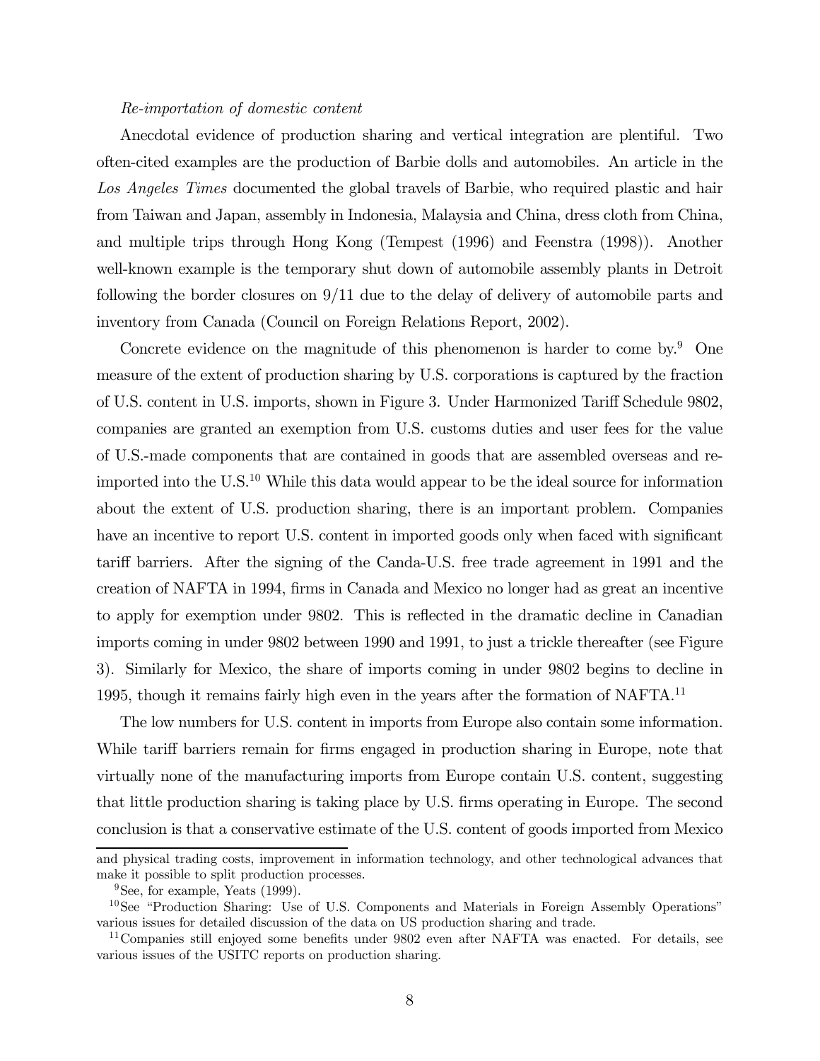*Re-importation of domestic content*

Anecdotal evidence of production sharing and vertical integration are plentiful. Two often-cited examples are the production of Barbie dolls and automobiles. An article in the *Los Angeles Times* documented the global travels of Barbie, who required plastic and hair from Taiwan and Japan, assembly in Indonesia, Malaysia and China, dress cloth from China, and multiple trips through Hong Kong (Tempest (1996) and Feenstra (1998)). Another well-known example is the temporary shut down of automobile assembly plants in Detroit following the border closures on 9/11 due to the delay of delivery of automobile parts and inventory from Canada (Council on Foreign Relations Report, 2002).

Concrete evidence on the magnitude of this phenomenon is harder to come by.[9] One measure of the extent of production sharing by U.S. corporations is captured by the fraction of U.S. content in U.S. imports, shown in Figure 3. Under Harmonized Tariff Schedule 9802, companies are granted an exemption from U.S. customs duties and user fees for the value of U.S.-made components that are contained in goods that are assembled overseas and re-imported into the U.S.[10] While this data would appear to be the ideal source for information about the extent of U.S. production sharing, there is an important problem. Companies have an incentive to report U.S. content in imported goods only when faced with significant tariff barriers. After the signing of the Canda-U.S. free trade agreement in 1991 and the creation of NAFTA in 1994, firms in Canada and Mexico no longer had as great an incentive to apply for exemption under 9802. This is reflected in the dramatic decline in Canadian imports coming in under 9802 between 1990 and 1991, to just a trickle thereafter (see Figure 3). Similarly for Mexico, the share of imports coming in under 9802 begins to decline in 1995, though it remains fairly high even in the years after the formation of NAFTA.[11]

The low numbers for U.S. content in imports from Europe also contain some information. While tariff barriers remain for firms engaged in production sharing in Europe, note that virtually none of the manufacturing imports from Europe contain U.S. content, suggesting that little production sharing is taking place by U.S. firms operating in Europe. The second conclusion is that a conservative estimate of the U.S. content of goods imported from Mexico

and physical trading costs, improvement in information technology, and other technological advances that make it possible to split production processes.

[9] See, for example, Yeats (1999).

[10] See "Production Sharing: Use of U.S. Components and Materials in Foreign Assembly Operations" various issues for detailed discussion of the data on US production sharing and trade.

[11] Companies still enjoyed some benefits under 9802 even after NAFTA was enacted. For details, see various issues of the USITC reports on production sharing.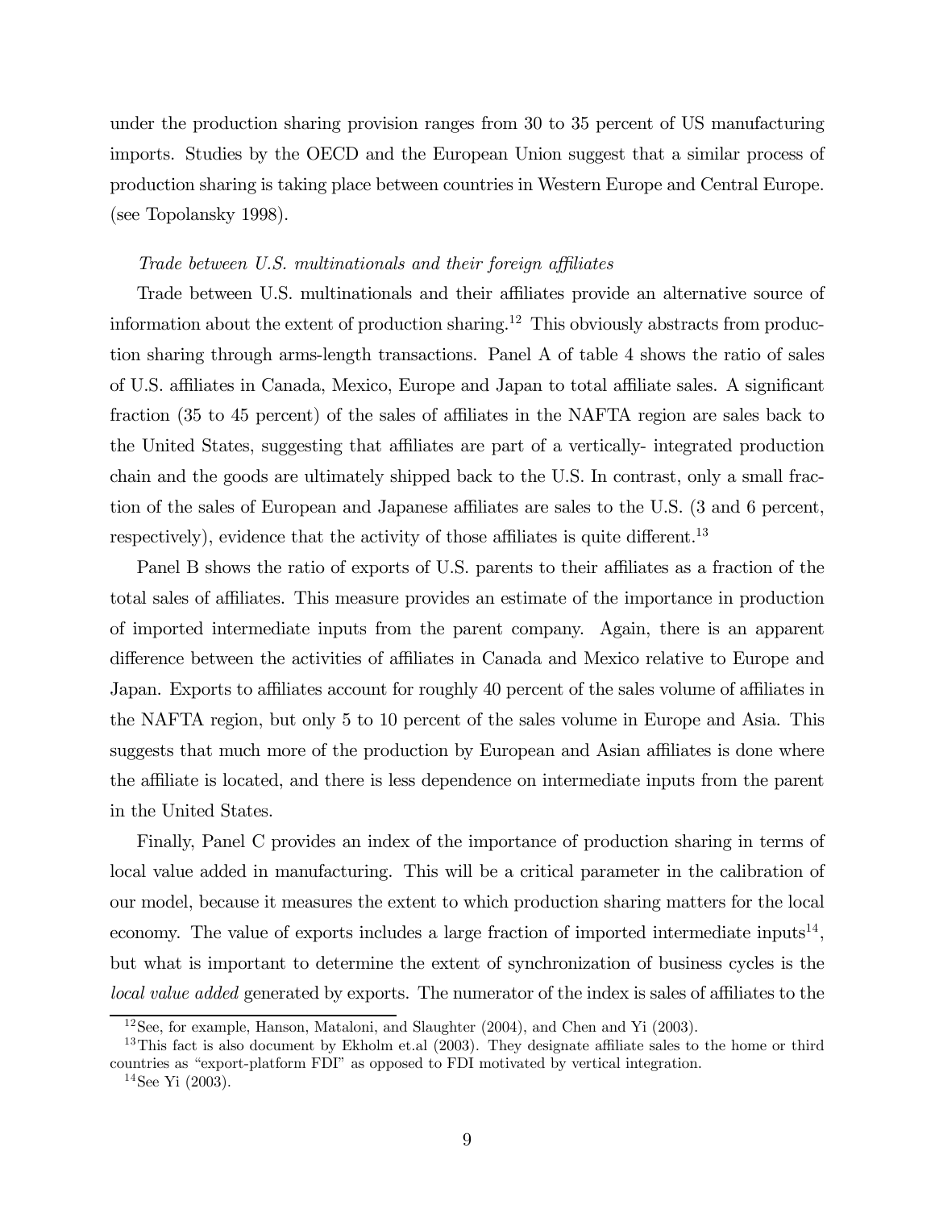under the production sharing provision ranges from 30 to 35 percent of US manufacturing imports. Studies by the OECD and the European Union suggest that a similar process of production sharing is taking place between countries in Western Europe and Central Europe. (see Topolansky 1998).

*Trade between U.S. multinationals and their foreign affiliates*

Trade between U.S. multinationals and their affiliates provide an alternative source of information about the extent of production sharing.[12] This obviously abstracts from production sharing through arms-length transactions. Panel A of table 4 shows the ratio of sales of U.S. affiliates in Canada, Mexico, Europe and Japan to total affiliate sales. A significant fraction (35 to 45 percent) of the sales of affiliates in the NAFTA region are sales back to the United States, suggesting that affiliates are part of a vertically- integrated production chain and the goods are ultimately shipped back to the U.S. In contrast, only a small fraction of the sales of European and Japanese affiliates are sales to the U.S. (3 and 6 percent, respectively), evidence that the activity of those affiliates is quite different.[13]

Panel B shows the ratio of exports of U.S. parents to their affiliates as a fraction of the total sales of affiliates. This measure provides an estimate of the importance in production of imported intermediate inputs from the parent company. Again, there is an apparent difference between the activities of affiliates in Canada and Mexico relative to Europe and Japan. Exports to affiliates account for roughly 40 percent of the sales volume of affiliates in the NAFTA region, but only 5 to 10 percent of the sales volume in Europe and Asia. This suggests that much more of the production by European and Asian affiliates is done where the affiliate is located, and there is less dependence on intermediate inputs from the parent in the United States.

Finally, Panel C provides an index of the importance of production sharing in terms of local value added in manufacturing. This will be a critical parameter in the calibration of our model, because it measures the extent to which production sharing matters for the local economy. The value of exports includes a large fraction of imported intermediate inputs[14], but what is important to determine the extent of synchronization of business cycles is the *local value added* generated by exports. The numerator of the index is sales of affiliates to the

[12] See, for example, Hanson, Mataloni, and Slaughter (2004), and Chen and Yi (2003).

[13] This fact is also document by Ekholm et.al (2003). They designate affiliate sales to the home or third countries as "export-platform FDI" as opposed to FDI motivated by vertical integration.

[14] See Yi (2003).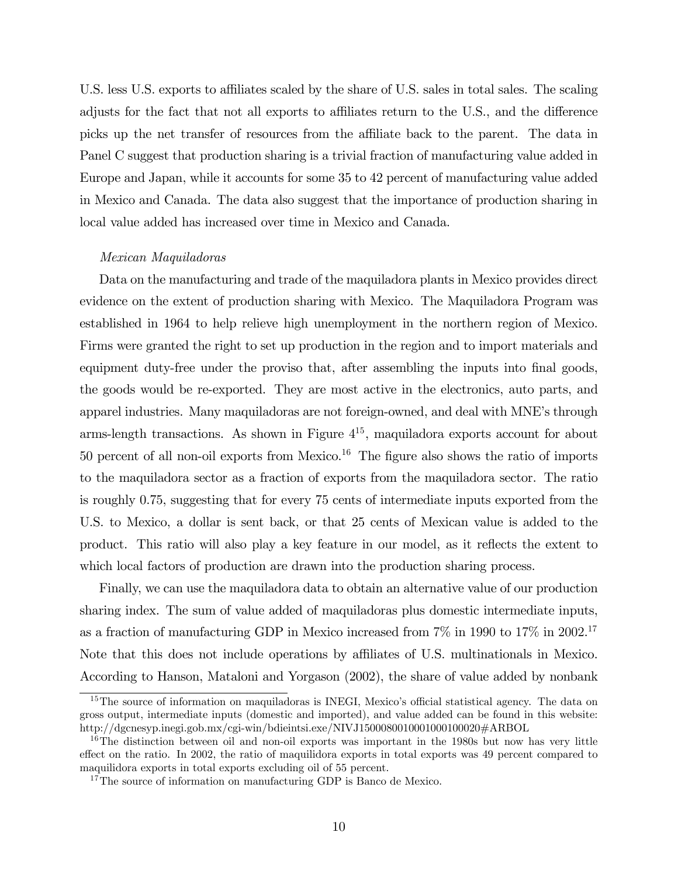U.S. less U.S. exports to affiliates scaled by the share of U.S. sales in total sales. The scaling adjusts for the fact that not all exports to affiliates return to the U.S., and the difference picks up the net transfer of resources from the affiliate back to the parent. The data in Panel C suggest that production sharing is a trivial fraction of manufacturing value added in Europe and Japan, while it accounts for some 35 to 42 percent of manufacturing value added in Mexico and Canada. The data also suggest that the importance of production sharing in local value added has increased over time in Mexico and Canada.

*Mexican Maquiladoras*

Data on the manufacturing and trade of the maquiladora plants in Mexico provides direct evidence on the extent of production sharing with Mexico. The Maquiladora Program was established in 1964 to help relieve high unemployment in the northern region of Mexico. Firms were granted the right to set up production in the region and to import materials and equipment duty-free under the proviso that, after assembling the inputs into final goods, the goods would be re-exported. They are most active in the electronics, auto parts, and apparel industries. Many maquiladoras are not foreign-owned, and deal with MNE's through arms-length transactions. As shown in Figure 4[15], maquiladora exports account for about 50 percent of all non-oil exports from Mexico.[16] The figure also shows the ratio of imports to the maquiladora sector as a fraction of exports from the maquiladora sector. The ratio is roughly 0.75, suggesting that for every 75 cents of intermediate inputs exported from the U.S. to Mexico, a dollar is sent back, or that 25 cents of Mexican value is added to the product. This ratio will also play a key feature in our model, as it reflects the extent to which local factors of production are drawn into the production sharing process.

Finally, we can use the maquiladora data to obtain an alternative value of our production sharing index. The sum of value added of maquiladoras plus domestic intermediate inputs, as a fraction of manufacturing GDP in Mexico increased from 7% in 1990 to 17% in 2002.[17] Note that this does not include operations by affiliates of U.S. multinationals in Mexico. According to Hanson, Mataloni and Yorgason (2002), the share of value added by nonbank

[15] The source of information on maquiladoras is INEGI, Mexico's official statistical agency. The data on gross output, intermediate inputs (domestic and imported), and value added can be found in this website: http://dgcnesyp.inegi.gob.mx/cgi-win/bdieintsi.exe/NIVJ150008001000100010002 0#ARBOL

[16] The distinction between oil and non-oil exports was important in the 1980s but now has very little effect on the ratio. In 2002, the ratio of maquilidora exports in total exports was 49 percent compared to maquilidora exports in total exports excluding oil of 55 percent.

[17] The source of information on manufacturing GDP is Banco de Mexico.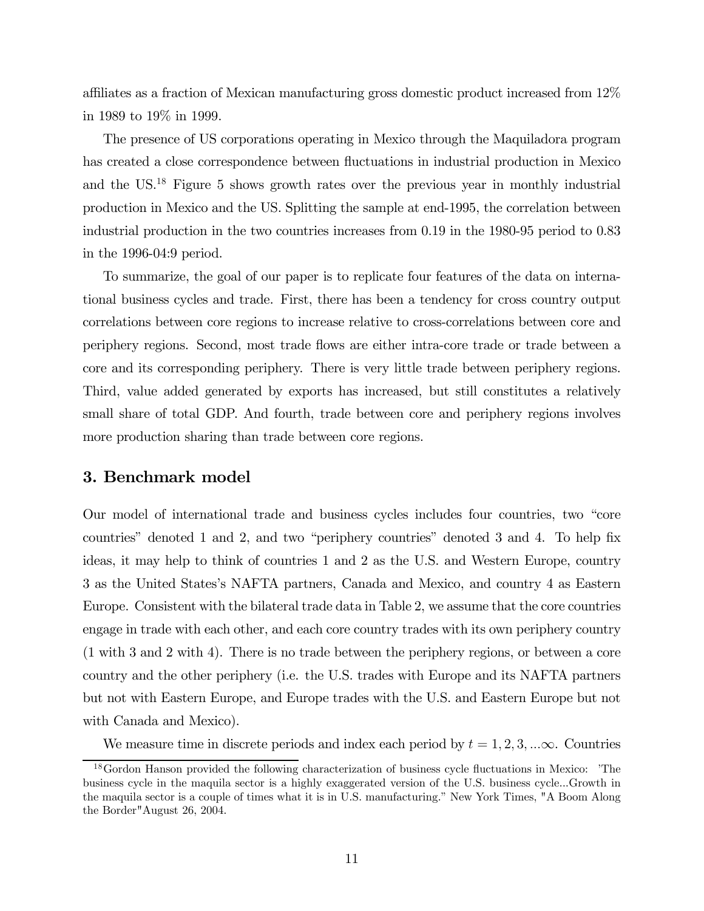affiliates as a fraction of Mexican manufacturing gross domestic product increased from 12% in 1989 to 19% in 1999.

The presence of US corporations operating in Mexico through the Maquiladora program has created a close correspondence between fluctuations in industrial production in Mexico and the US.[18] Figure 5 shows growth rates over the previous year in monthly industrial production in Mexico and the US. Splitting the sample at end-1995, the correlation between industrial production in the two countries increases from 0.19 in the 1980-95 period to 0.83 in the 1996-04:9 period.

To summarize, the goal of our paper is to replicate four features of the data on international business cycles and trade. First, there has been a tendency for cross country output correlations between core regions to increase relative to cross-correlations between core and periphery regions. Second, most trade flows are either intra-core trade or trade between a core and its corresponding periphery. There is very little trade between periphery regions. Third, value added generated by exports has increased, but still constitutes a relatively small share of total GDP. And fourth, trade between core and periphery regions involves more production sharing than trade between core regions.

## 3. Benchmark model

Our model of international trade and business cycles includes four countries, two "core countries" denoted 1 and 2, and two "periphery countries" denoted 3 and 4. To help fix ideas, it may help to think of countries 1 and 2 as the U.S. and Western Europe, country 3 as the United States's NAFTA partners, Canada and Mexico, and country 4 as Eastern Europe. Consistent with the bilateral trade data in Table 2, we assume that the core countries engage in trade with each other, and each core country trades with its own periphery country (1 with 3 and 2 with 4). There is no trade between the periphery regions, or between a core country and the other periphery (i.e. the U.S. trades with Europe and its NAFTA partners but not with Eastern Europe, and Europe trades with the U.S. and Eastern Europe but not with Canada and Mexico).

We measure time in discrete periods and index each period by $t = 1, 2, 3, ...\infty$. Countries

[18] Gordon Hanson provided the following characterization of business cycle fluctuations in Mexico: 'The business cycle in the maquila sector is a highly exaggerated version of the U.S. business cycle...Growth in the maquila sector is a couple of times what it is in U.S. manufacturing." New York Times, "A Boom Along the Border" August 26, 2004.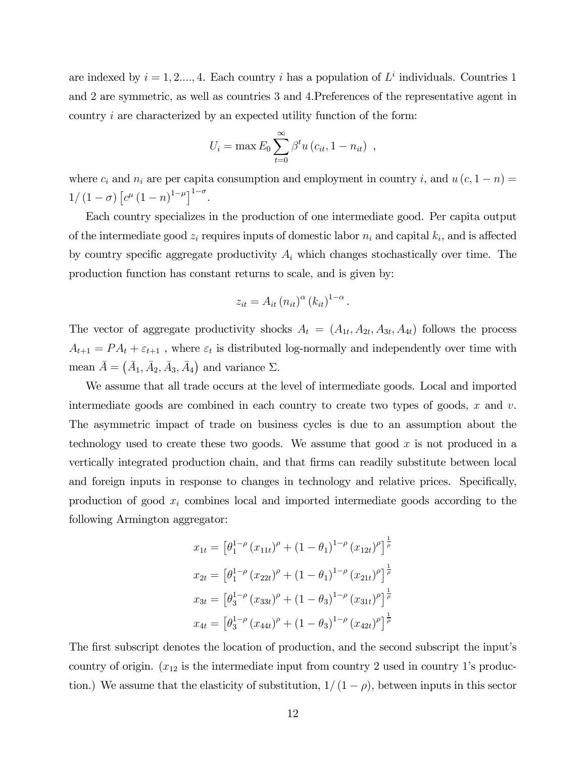are indexed by $i = 1, 2...., 4$. Each country $i$ has a population of $L^i$ individuals. Countries 1 and 2 are symmetric, as well as countries 3 and 4.Preferences of the representative agent in country $i$ are characterized by an expected utility function of the form:

$$U_i = \max E_0 \sum_{t=0}^{\infty} \beta^t u(c_{it}, 1 - n_{it}) \ ,$$

where $c_i$ and $n_i$ are per capita consumption and employment in country $i$, and $u(c, 1 - n) = 1/(1 - \sigma)\left[c^{\mu}(1 - n)^{1-\mu}\right]^{1-\sigma}$.

Each country specializes in the production of one intermediate good. Per capita output of the intermediate good $z_i$ requires inputs of domestic labor $n_i$ and capital $k_i$, and is affected by country specific aggregate productivity $A_i$ which changes stochastically over time. The production function has constant returns to scale, and is given by:

$$z_{it} = A_{it} (n_{it})^{\alpha} (k_{it})^{1-\alpha} .$$

The vector of aggregate productivity shocks $A_t = (A_{1t}, A_{2t}, A_{3t}, A_{4t})$ follows the process $A_{t+1} = PA_t + \varepsilon_{t+1}$ , where $\varepsilon_t$ is distributed log-normally and independently over time with mean $\bar{A} = \left(\bar{A}_1, \bar{A}_2, \bar{A}_3, \bar{A}_4\right)$ and variance $\Sigma$.

We assume that all trade occurs at the level of intermediate goods. Local and imported intermediate goods are combined in each country to create two types of goods, $x$ and $v$. The asymmetric impact of trade on business cycles is due to an assumption about the technology used to create these two goods. We assume that good $x$ is not produced in a vertically integrated production chain, and that firms can readily substitute between local and foreign inputs in response to changes in technology and relative prices. Specifically, production of good $x_i$ combines local and imported intermediate goods according to the following Armington aggregator:

$$x_{1t} = \left[\theta_1^{1-\rho} (x_{11t})^{\rho} + (1 - \theta_1)^{1-\rho} (x_{12t})^{\rho}\right]^{\frac{1}{\rho}}$$

$$x_{2t} = \left[\theta_1^{1-\rho} (x_{22t})^{\rho} + (1 - \theta_1)^{1-\rho} (x_{21t})^{\rho}\right]^{\frac{1}{\rho}}$$

$$x_{3t} = \left[\theta_3^{1-\rho} (x_{33t})^{\rho} + (1 - \theta_3)^{1-\rho} (x_{31t})^{\rho}\right]^{\frac{1}{\rho}}$$

$$x_{4t} = \left[\theta_3^{1-\rho} (x_{44t})^{\rho} + (1 - \theta_3)^{1-\rho} (x_{42t})^{\rho}\right]^{\frac{1}{\rho}}$$

The first subscript denotes the location of production, and the second subscript the input's country of origin. ($x_{12}$ is the intermediate input from country 2 used in country 1's production.) We assume that the elasticity of substitution, $1/(1 - \rho)$, between inputs in this sector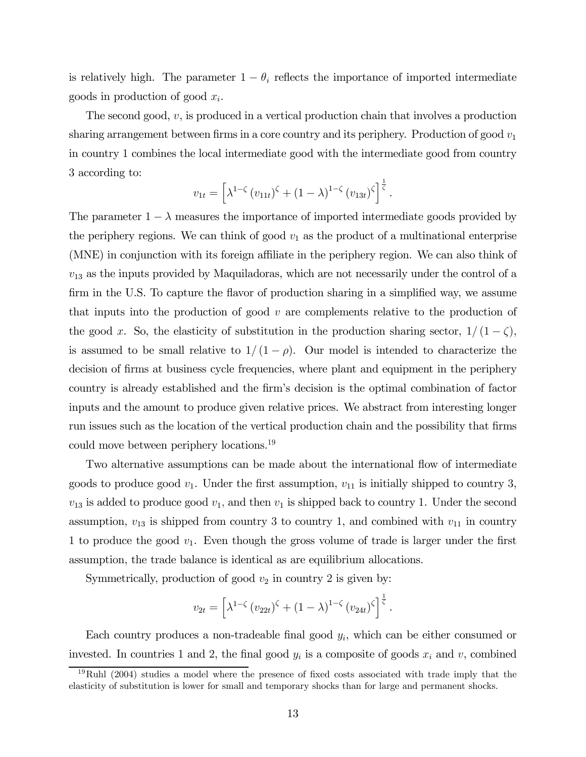is relatively high. The parameter $1 - \theta_i$ reflects the importance of imported intermediate goods in production of good $x_i$.

The second good, $v$, is produced in a vertical production chain that involves a production sharing arrangement between firms in a core country and its periphery. Production of good $v_1$ in country 1 combines the local intermediate good with the intermediate good from country 3 according to:

$$v_{1t} = \left[ \lambda^{1-\zeta} (v_{11t})^{\zeta} + (1-\lambda)^{1-\zeta} (v_{13t})^{\zeta} \right]^{\frac{1}{\zeta}}.$$

The parameter $1 - \lambda$ measures the importance of imported intermediate goods provided by the periphery regions. We can think of good $v_1$ as the product of a multinational enterprise (MNE) in conjunction with its foreign affiliate in the periphery region. We can also think of $v_{13}$ as the inputs provided by Maquiladoras, which are not necessarily under the control of a firm in the U.S. To capture the flavor of production sharing in a simplified way, we assume that inputs into the production of good $v$ are complements relative to the production of the good $x$. So, the elasticity of substitution in the production sharing sector, $1/(1-\zeta)$, is assumed to be small relative to $1/(1-\rho)$. Our model is intended to characterize the decision of firms at business cycle frequencies, where plant and equipment in the periphery country is already established and the firm's decision is the optimal combination of factor inputs and the amount to produce given relative prices. We abstract from interesting longer run issues such as the location of the vertical production chain and the possibility that firms could move between periphery locations.[19]

Two alternative assumptions can be made about the international flow of intermediate goods to produce good $v_1$. Under the first assumption, $v_{11}$ is initially shipped to country 3, $v_{13}$ is added to produce good $v_1$, and then $v_1$ is shipped back to country 1. Under the second assumption, $v_{13}$ is shipped from country 3 to country 1, and combined with $v_{11}$ in country 1 to produce the good $v_1$. Even though the gross volume of trade is larger under the first assumption, the trade balance is identical as are equilibrium allocations.

Symmetrically, production of good $v_2$ in country 2 is given by:

$$v_{2t} = \left[ \lambda^{1-\zeta} (v_{22t})^{\zeta} + (1-\lambda)^{1-\zeta} (v_{24t})^{\zeta} \right]^{\frac{1}{\zeta}}.$$

Each country produces a non-tradeable final good $y_i$, which can be either consumed or invested. In countries 1 and 2, the final good $y_i$ is a composite of goods $x_i$ and $v$, combined

[19] Ruhl (2004) studies a model where the presence of fixed costs associated with trade imply that the elasticity of substitution is lower for small and temporary shocks than for large and permanent shocks.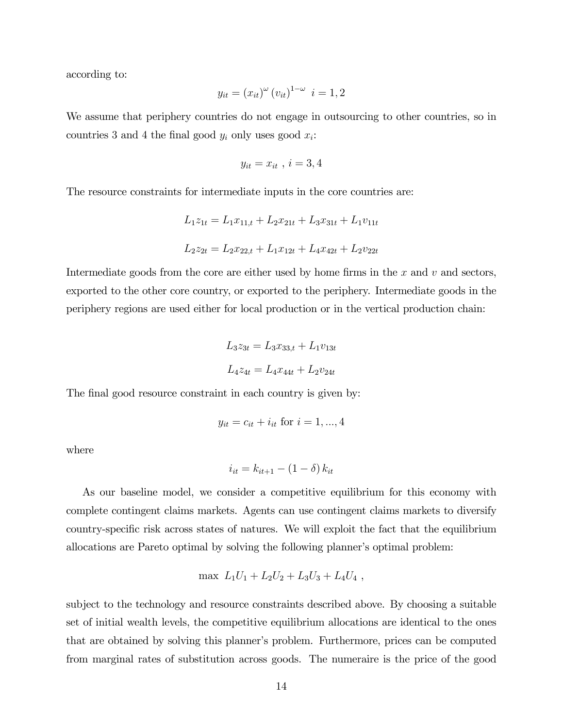according to:

$$y_{it} = (x_{it})^{\omega} (v_{it})^{1-\omega} \;\; i = 1, 2$$

We assume that periphery countries do not engage in outsourcing to other countries, so in countries 3 and 4 the final good $y_i$ only uses good $x_i$:

$$y_{it} = x_{it} \; , \; i = 3, 4$$

The resource constraints for intermediate inputs in the core countries are:

$$L_1 z_{1t} = L_1 x_{11,t} + L_2 x_{21t} + L_3 x_{31t} + L_1 v_{11t}$$

$$L_2 z_{2t} = L_2 x_{22,t} + L_1 x_{12t} + L_4 x_{42t} + L_2 v_{22t}$$

Intermediate goods from the core are either used by home firms in the $x$ and $v$ and sectors, exported to the other core country, or exported to the periphery. Intermediate goods in the periphery regions are used either for local production or in the vertical production chain:

$$L_3 z_{3t} = L_3 x_{33,t} + L_1 v_{13t}$$

$$L_4 z_{4t} = L_4 x_{44t} + L_2 v_{24t}$$

The final good resource constraint in each country is given by:

$$y_{it} = c_{it} + i_{it} \text{ for } i = 1, ..., 4$$

where

$$i_{it} = k_{it+1} - (1 - \delta) k_{it}$$

As our baseline model, we consider a competitive equilibrium for this economy with complete contingent claims markets. Agents can use contingent claims markets to diversify country-specific risk across states of natures. We will exploit the fact that the equilibrium allocations are Pareto optimal by solving the following planner's optimal problem:

$$\max \;\; L_1 U_1 + L_2 U_2 + L_3 U_3 + L_4 U_4 \; ,$$

subject to the technology and resource constraints described above. By choosing a suitable set of initial wealth levels, the competitive equilibrium allocations are identical to the ones that are obtained by solving this planner's problem. Furthermore, prices can be computed from marginal rates of substitution across goods. The numeraire is the price of the good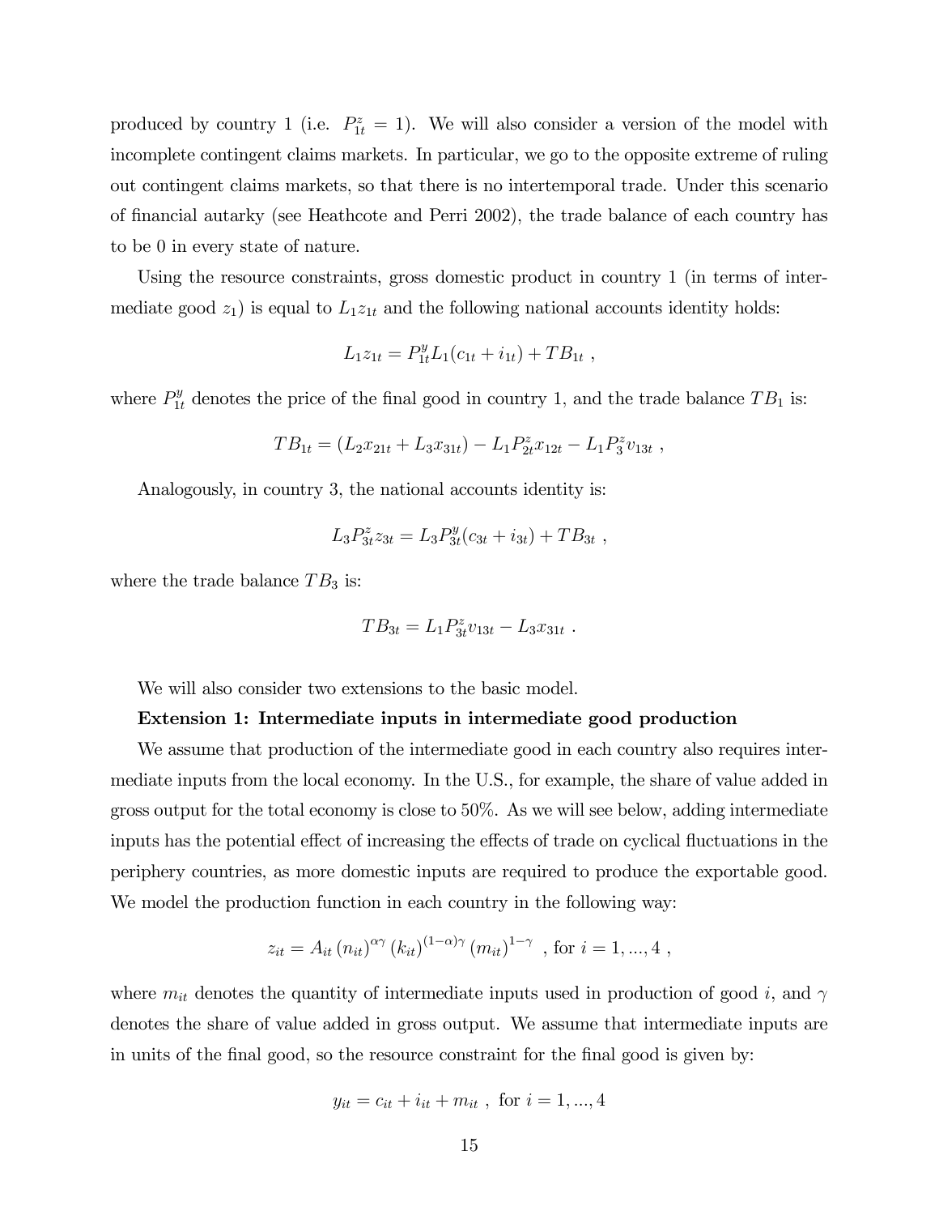produced by country 1 (i.e. $P^z_{1t} = 1$). We will also consider a version of the model with incomplete contingent claims markets. In particular, we go to the opposite extreme of ruling out contingent claims markets, so that there is no intertemporal trade. Under this scenario of financial autarky (see Heathcote and Perri 2002), the trade balance of each country has to be 0 in every state of nature.

Using the resource constraints, gross domestic product in country 1 (in terms of intermediate good $z_1$) is equal to $L_1 z_{1t}$ and the following national accounts identity holds:

$$L_1 z_{1t} = P^y_{1t} L_1 (c_{1t} + i_{1t}) + TB_{1t} \ ,$$

where $P^y_{1t}$ denotes the price of the final good in country 1, and the trade balance $TB_1$ is:

$$TB_{1t} = (L_2 x_{21t} + L_3 x_{31t}) - L_1 P^z_{2t} x_{12t} - L_1 P^z_3 v_{13t} \ ,$$

Analogously, in country 3, the national accounts identity is:

$$L_3 P^z_{3t} z_{3t} = L_3 P^y_{3t} (c_{3t} + i_{3t}) + TB_{3t} \ ,$$

where the trade balance $TB_3$ is:

$$TB_{3t} = L_1 P^z_{3t} v_{13t} - L_3 x_{31t} \ .$$

We will also consider two extensions to the basic model.

**Extension 1: Intermediate inputs in intermediate good production**

We assume that production of the intermediate good in each country also requires intermediate inputs from the local economy. In the U.S., for example, the share of value added in gross output for the total economy is close to 50%. As we will see below, adding intermediate inputs has the potential effect of increasing the effects of trade on cyclical fluctuations in the periphery countries, as more domestic inputs are required to produce the exportable good. We model the production function in each country in the following way:

$$z_{it} = A_{it} (n_{it})^{\alpha\gamma} (k_{it})^{(1-\alpha)\gamma} (m_{it})^{1-\gamma} \ , \text{ for } i = 1, ..., 4 \ ,$$

where $m_{it}$ denotes the quantity of intermediate inputs used in production of good $i$, and $\gamma$ denotes the share of value added in gross output. We assume that intermediate inputs are in units of the final good, so the resource constraint for the final good is given by:

$$y_{it} = c_{it} + i_{it} + m_{it} \ , \text{ for } i = 1, ..., 4$$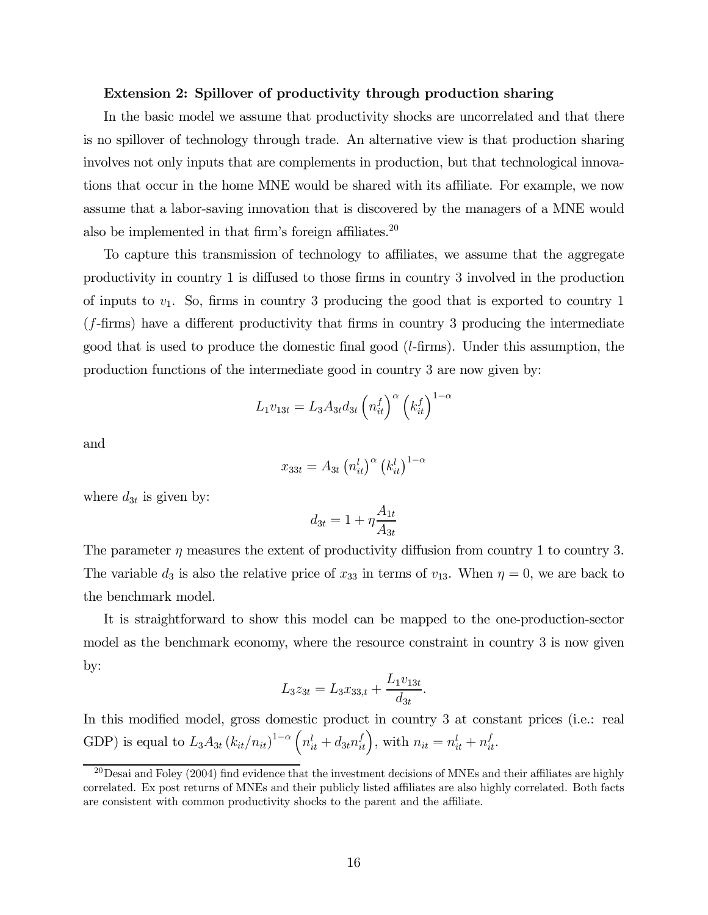**Extension 2: Spillover of productivity through production sharing**

In the basic model we assume that productivity shocks are uncorrelated and that there is no spillover of technology through trade. An alternative view is that production sharing involves not only inputs that are complements in production, but that technological innovations that occur in the home MNE would be shared with its affiliate. For example, we now assume that a labor-saving innovation that is discovered by the managers of a MNE would also be implemented in that firm's foreign affiliates.[20]

To capture this transmission of technology to affiliates, we assume that the aggregate productivity in country 1 is diffused to those firms in country 3 involved in the production of inputs to $v_1$. So, firms in country 3 producing the good that is exported to country 1 ($f$-firms) have a different productivity that firms in country 3 producing the intermediate good that is used to produce the domestic final good ($l$-firms). Under this assumption, the production functions of the intermediate good in country 3 are now given by:

$$L_1 v_{13t} = L_3 A_{3t} d_{3t} \left(n_{it}^f\right)^\alpha \left(k_{it}^f\right)^{1-\alpha}$$

and

$$x_{33t} = A_{3t} \left(n_{it}^l\right)^\alpha \left(k_{it}^l\right)^{1-\alpha}$$

where $d_{3t}$ is given by:

$$d_{3t} = 1 + \eta \frac{A_{1t}}{A_{3t}}$$

The parameter $\eta$ measures the extent of productivity diffusion from country 1 to country 3. The variable $d_3$ is also the relative price of $x_{33}$ in terms of $v_{13}$. When $\eta = 0$, we are back to the benchmark model.

It is straightforward to show this model can be mapped to the one-production-sector model as the benchmark economy, where the resource constraint in country 3 is now given by:

$$L_3 z_{3t} = L_3 x_{33,t} + \frac{L_1 v_{13t}}{d_{3t}}.$$

In this modified model, gross domestic product in country 3 at constant prices (i.e.: real GDP) is equal to $L_3 A_{3t} \left(k_{it}/n_{it}\right)^{1-\alpha} \left(n_{it}^l + d_{3t} n_{it}^f\right)$, with $n_{it} = n_{it}^l + n_{it}^f$.

[20] Desai and Foley (2004) find evidence that the investment decisions of MNEs and their affiliates are highly correlated. Ex post returns of MNEs and their publicly listed affiliates are also highly correlated. Both facts are consistent with common productivity shocks to the parent and the affiliate.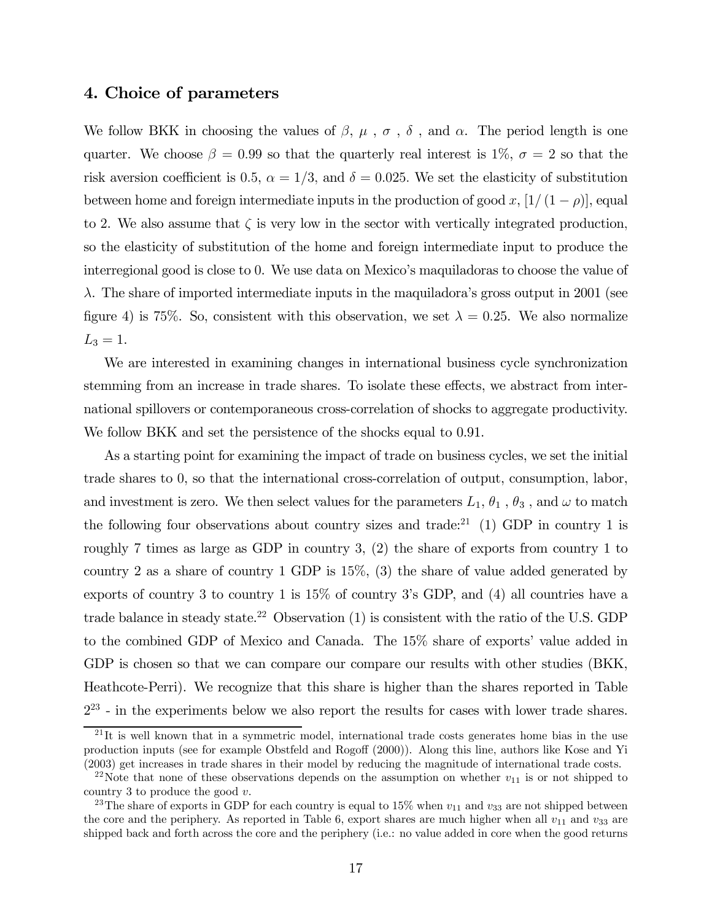## 4. Choice of parameters

We follow BKK in choosing the values of $\beta$, $\mu$ , $\sigma$ , $\delta$ , and $\alpha$. The period length is one quarter. We choose $\beta = 0.99$ so that the quarterly real interest is 1%, $\sigma = 2$ so that the risk aversion coefficient is 0.5, $\alpha = 1/3$, and $\delta = 0.025$. We set the elasticity of substitution between home and foreign intermediate inputs in the production of good $x$, $[1/(1-\rho)]$, equal to 2. We also assume that $\zeta$ is very low in the sector with vertically integrated production, so the elasticity of substitution of the home and foreign intermediate input to produce the interregional good is close to 0. We use data on Mexico's maquiladoras to choose the value of $\lambda$. The share of imported intermediate inputs in the maquiladora's gross output in 2001 (see figure 4) is 75%. So, consistent with this observation, we set $\lambda = 0.25$. We also normalize $L_3 = 1$.

We are interested in examining changes in international business cycle synchronization stemming from an increase in trade shares. To isolate these effects, we abstract from international spillovers or contemporaneous cross-correlation of shocks to aggregate productivity. We follow BKK and set the persistence of the shocks equal to 0.91.

As a starting point for examining the impact of trade on business cycles, we set the initial trade shares to 0, so that the international cross-correlation of output, consumption, labor, and investment is zero. We then select values for the parameters $L_1$, $\theta_1$ , $\theta_3$ , and $\omega$ to match the following four observations about country sizes and trade:[21] (1) GDP in country 1 is roughly 7 times as large as GDP in country 3, (2) the share of exports from country 1 to country 2 as a share of country 1 GDP is 15%, (3) the share of value added generated by exports of country 3 to country 1 is 15% of country 3's GDP, and (4) all countries have a trade balance in steady state.[22] Observation (1) is consistent with the ratio of the U.S. GDP to the combined GDP of Mexico and Canada. The 15% share of exports' value added in GDP is chosen so that we can compare our compare our results with other studies (BKK, Heathcote-Perri). We recognize that this share is higher than the shares reported in Table 2[23] - in the experiments below we also report the results for cases with lower trade shares.

[21] It is well known that in a symmetric model, international trade costs generates home bias in the use production inputs (see for example Obstfeld and Rogoff (2000)). Along this line, authors like Kose and Yi (2003) get increases in trade shares in their model by reducing the magnitude of international trade costs.

[22] Note that none of these observations depends on the assumption on whether $v_{11}$ is or not shipped to country 3 to produce the good $v$.

[23] The share of exports in GDP for each country is equal to 15% when $v_{11}$ and $v_{33}$ are not shipped between the core and the periphery. As reported in Table 6, export shares are much higher when all $v_{11}$ and $v_{33}$ are shipped back and forth across the core and the periphery (i.e.: no value added in core when the good returns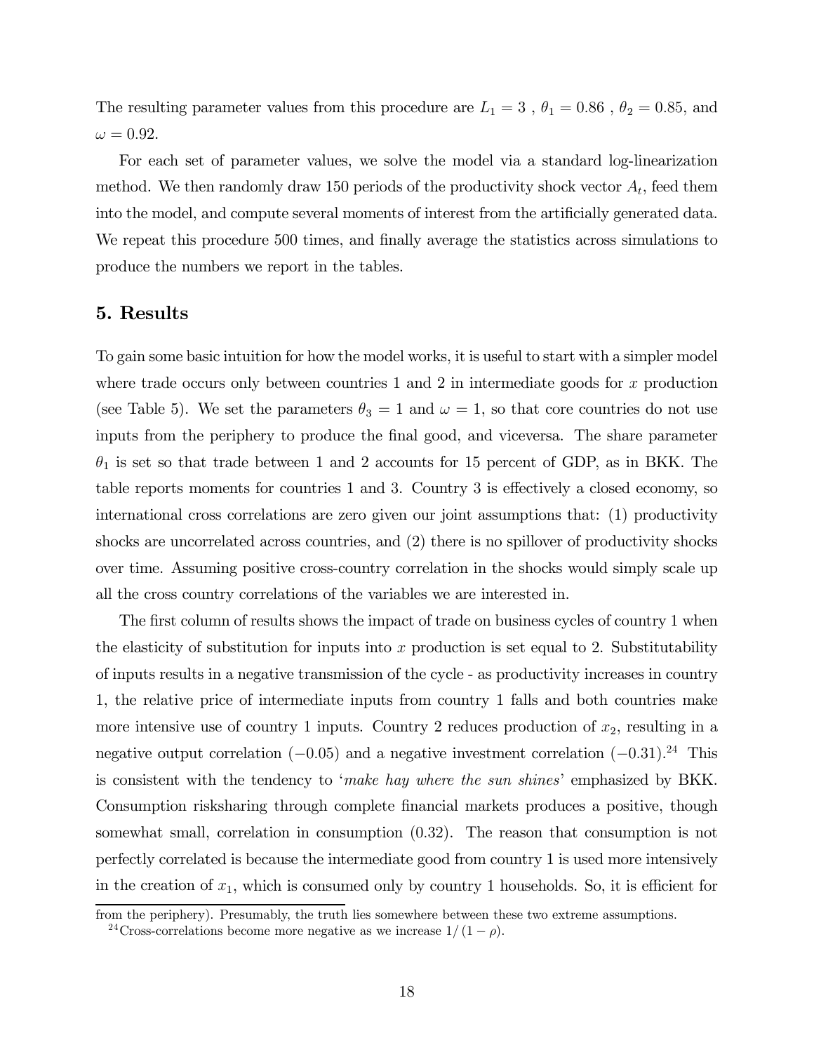The resulting parameter values from this procedure are $L_1 = 3$ , $\theta_1 = 0.86$ , $\theta_2 = 0.85$, and $\omega = 0.92$.

For each set of parameter values, we solve the model via a standard log-linearization method. We then randomly draw 150 periods of the productivity shock vector $A_t$, feed them into the model, and compute several moments of interest from the artificially generated data. We repeat this procedure 500 times, and finally average the statistics across simulations to produce the numbers we report in the tables.

## 5. Results

To gain some basic intuition for how the model works, it is useful to start with a simpler model where trade occurs only between countries 1 and 2 in intermediate goods for $x$ production (see Table 5). We set the parameters $\theta_3 = 1$ and $\omega = 1$, so that core countries do not use inputs from the periphery to produce the final good, and viceversa. The share parameter $\theta_1$ is set so that trade between 1 and 2 accounts for 15 percent of GDP, as in BKK. The table reports moments for countries 1 and 3. Country 3 is effectively a closed economy, so international cross correlations are zero given our joint assumptions that: (1) productivity shocks are uncorrelated across countries, and (2) there is no spillover of productivity shocks over time. Assuming positive cross-country correlation in the shocks would simply scale up all the cross country correlations of the variables we are interested in.

The first column of results shows the impact of trade on business cycles of country 1 when the elasticity of substitution for inputs into $x$ production is set equal to 2. Substitutability of inputs results in a negative transmission of the cycle - as productivity increases in country 1, the relative price of intermediate inputs from country 1 falls and both countries make more intensive use of country 1 inputs. Country 2 reduces production of $x_2$, resulting in a negative output correlation ($-0.05$) and a negative investment correlation ($-0.31$).[24] This is consistent with the tendency to '*make hay where the sun shines*' emphasized by BKK. Consumption risksharing through complete financial markets produces a positive, though somewhat small, correlation in consumption (0.32). The reason that consumption is not perfectly correlated is because the intermediate good from country 1 is used more intensively in the creation of $x_1$, which is consumed only by country 1 households. So, it is efficient for

from the periphery). Presumably, the truth lies somewhere between these two extreme assumptions.

[24] Cross-correlations become more negative as we increase $1/(1-\rho)$.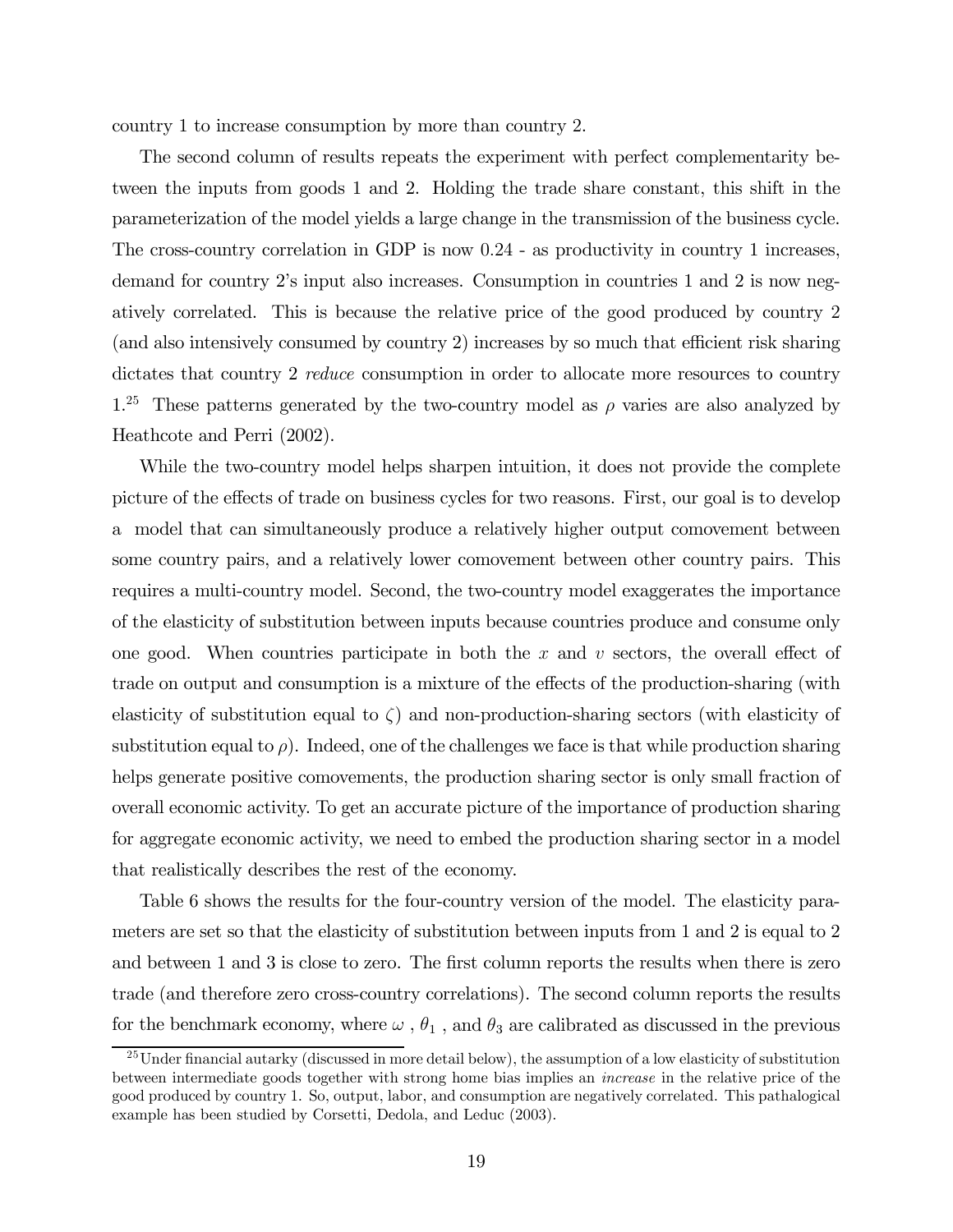country 1 to increase consumption by more than country 2.

The second column of results repeats the experiment with perfect complementarity between the inputs from goods 1 and 2. Holding the trade share constant, this shift in the parameterization of the model yields a large change in the transmission of the business cycle. The cross-country correlation in GDP is now 0.24 - as productivity in country 1 increases, demand for country 2's input also increases. Consumption in countries 1 and 2 is now negatively correlated. This is because the relative price of the good produced by country 2 (and also intensively consumed by country 2) increases by so much that efficient risk sharing dictates that country 2 *reduce* consumption in order to allocate more resources to country 1.[25] These patterns generated by the two-country model as $\rho$ varies are also analyzed by Heathcote and Perri (2002).

While the two-country model helps sharpen intuition, it does not provide the complete picture of the effects of trade on business cycles for two reasons. First, our goal is to develop a model that can simultaneously produce a relatively higher output comovement between some country pairs, and a relatively lower comovement between other country pairs. This requires a multi-country model. Second, the two-country model exaggerates the importance of the elasticity of substitution between inputs because countries produce and consume only one good. When countries participate in both the $x$ and $v$ sectors, the overall effect of trade on output and consumption is a mixture of the effects of the production-sharing (with elasticity of substitution equal to $\zeta$) and non-production-sharing sectors (with elasticity of substitution equal to $\rho$). Indeed, one of the challenges we face is that while production sharing helps generate positive comovements, the production sharing sector is only small fraction of overall economic activity. To get an accurate picture of the importance of production sharing for aggregate economic activity, we need to embed the production sharing sector in a model that realistically describes the rest of the economy.

Table 6 shows the results for the four-country version of the model. The elasticity parameters are set so that the elasticity of substitution between inputs from 1 and 2 is equal to 2 and between 1 and 3 is close to zero. The first column reports the results when there is zero trade (and therefore zero cross-country correlations). The second column reports the results for the benchmark economy, where $\omega$ , $\theta_1$ , and $\theta_3$ are calibrated as discussed in the previous

[25] Under financial autarky (discussed in more detail below), the assumption of a low elasticity of substitution between intermediate goods together with strong home bias implies an *increase* in the relative price of the good produced by country 1. So, output, labor, and consumption are negatively correlated. This pathalogical example has been studied by Corsetti, Dedola, and Leduc (2003).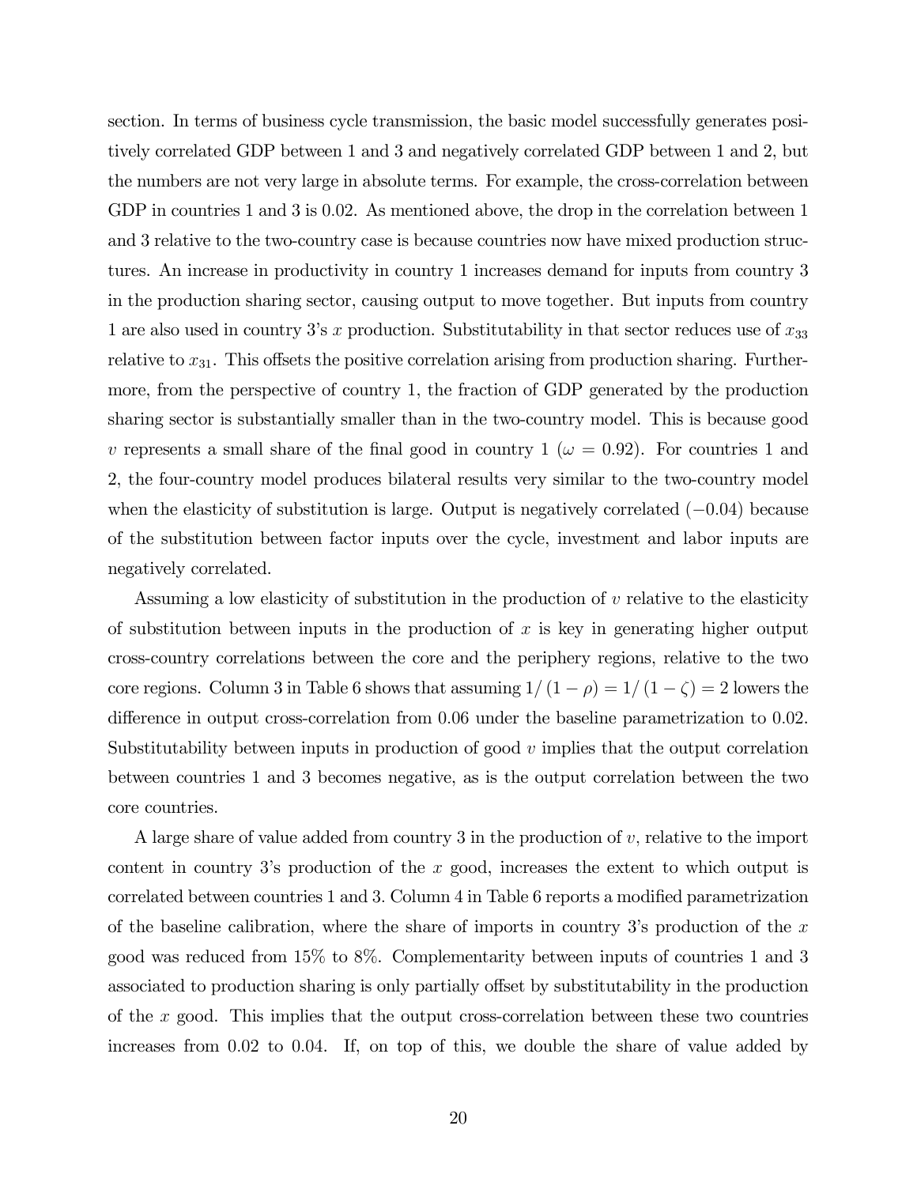section. In terms of business cycle transmission, the basic model successfully generates positively correlated GDP between 1 and 3 and negatively correlated GDP between 1 and 2, but the numbers are not very large in absolute terms. For example, the cross-correlation between GDP in countries 1 and 3 is 0.02. As mentioned above, the drop in the correlation between 1 and 3 relative to the two-country case is because countries now have mixed production structures. An increase in productivity in country 1 increases demand for inputs from country 3 in the production sharing sector, causing output to move together. But inputs from country 1 are also used in country 3's $x$ production. Substitutability in that sector reduces use of $x_{33}$ relative to $x_{31}$. This offsets the positive correlation arising from production sharing. Furthermore, from the perspective of country 1, the fraction of GDP generated by the production sharing sector is substantially smaller than in the two-country model. This is because good $v$ represents a small share of the final good in country 1 ($\omega = 0.92$). For countries 1 and 2, the four-country model produces bilateral results very similar to the two-country model when the elasticity of substitution is large. Output is negatively correlated ($-0.04$) because of the substitution between factor inputs over the cycle, investment and labor inputs are negatively correlated.

Assuming a low elasticity of substitution in the production of $v$ relative to the elasticity of substitution between inputs in the production of $x$ is key in generating higher output cross-country correlations between the core and the periphery regions, relative to the two core regions. Column 3 in Table 6 shows that assuming $1/(1-\rho) = 1/(1-\zeta) = 2$ lowers the difference in output cross-correlation from 0.06 under the baseline parametrization to 0.02. Substitutability between inputs in production of good $v$ implies that the output correlation between countries 1 and 3 becomes negative, as is the output correlation between the two core countries.

A large share of value added from country 3 in the production of $v$, relative to the import content in country 3's production of the $x$ good, increases the extent to which output is correlated between countries 1 and 3. Column 4 in Table 6 reports a modified parametrization of the baseline calibration, where the share of imports in country 3's production of the $x$ good was reduced from 15% to 8%. Complementarity between inputs of countries 1 and 3 associated to production sharing is only partially offset by substitutability in the production of the $x$ good. This implies that the output cross-correlation between these two countries increases from 0.02 to 0.04. If, on top of this, we double the share of value added by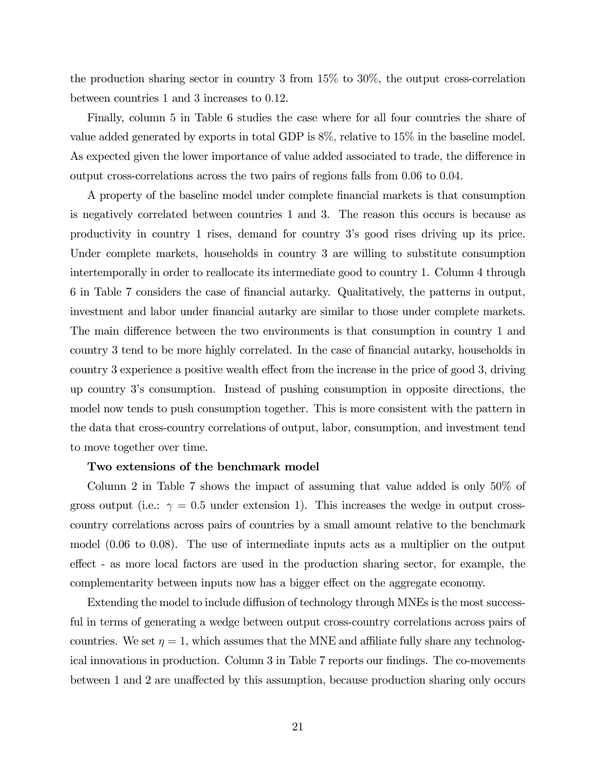the production sharing sector in country 3 from 15% to 30%, the output cross-correlation between countries 1 and 3 increases to 0.12.

Finally, column 5 in Table 6 studies the case where for all four countries the share of value added generated by exports in total GDP is 8%, relative to 15% in the baseline model. As expected given the lower importance of value added associated to trade, the difference in output cross-correlations across the two pairs of regions falls from 0.06 to 0.04.

A property of the baseline model under complete financial markets is that consumption is negatively correlated between countries 1 and 3. The reason this occurs is because as productivity in country 1 rises, demand for country 3's good rises driving up its price. Under complete markets, households in country 3 are willing to substitute consumption intertemporally in order to reallocate its intermediate good to country 1. Column 4 through 6 in Table 7 considers the case of financial autarky. Qualitatively, the patterns in output, investment and labor under financial autarky are similar to those under complete markets. The main difference between the two environments is that consumption in country 1 and country 3 tend to be more highly correlated. In the case of financial autarky, households in country 3 experience a positive wealth effect from the increase in the price of good 3, driving up country 3's consumption. Instead of pushing consumption in opposite directions, the model now tends to push consumption together. This is more consistent with the pattern in the data that cross-country correlations of output, labor, consumption, and investment tend to move together over time.

**Two extensions of the benchmark model**

Column 2 in Table 7 shows the impact of assuming that value added is only 50% of gross output (i.e.: $\gamma = 0.5$ under extension 1). This increases the wedge in output cross-country correlations across pairs of countries by a small amount relative to the benchmark model (0.06 to 0.08). The use of intermediate inputs acts as a multiplier on the output effect - as more local factors are used in the production sharing sector, for example, the complementarity between inputs now has a bigger effect on the aggregate economy.

Extending the model to include diffusion of technology through MNEs is the most successful in terms of generating a wedge between output cross-country correlations across pairs of countries. We set $\eta = 1$, which assumes that the MNE and affiliate fully share any technological innovations in production. Column 3 in Table 7 reports our findings. The co-movements between 1 and 2 are unaffected by this assumption, because production sharing only occurs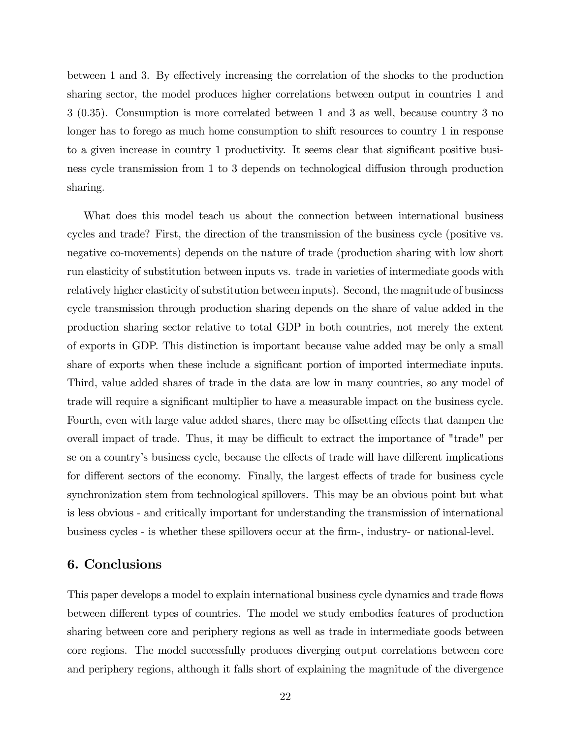between 1 and 3. By effectively increasing the correlation of the shocks to the production sharing sector, the model produces higher correlations between output in countries 1 and 3 (0.35). Consumption is more correlated between 1 and 3 as well, because country 3 no longer has to forego as much home consumption to shift resources to country 1 in response to a given increase in country 1 productivity. It seems clear that significant positive business cycle transmission from 1 to 3 depends on technological diffusion through production sharing.

What does this model teach us about the connection between international business cycles and trade? First, the direction of the transmission of the business cycle (positive vs. negative co-movements) depends on the nature of trade (production sharing with low short run elasticity of substitution between inputs vs. trade in varieties of intermediate goods with relatively higher elasticity of substitution between inputs). Second, the magnitude of business cycle transmission through production sharing depends on the share of value added in the production sharing sector relative to total GDP in both countries, not merely the extent of exports in GDP. This distinction is important because value added may be only a small share of exports when these include a significant portion of imported intermediate inputs. Third, value added shares of trade in the data are low in many countries, so any model of trade will require a significant multiplier to have a measurable impact on the business cycle. Fourth, even with large value added shares, there may be offsetting effects that dampen the overall impact of trade. Thus, it may be difficult to extract the importance of "trade" per se on a country's business cycle, because the effects of trade will have different implications for different sectors of the economy. Finally, the largest effects of trade for business cycle synchronization stem from technological spillovers. This may be an obvious point but what is less obvious - and critically important for understanding the transmission of international business cycles - is whether these spillovers occur at the firm-, industry- or national-level.

## 6. Conclusions

This paper develops a model to explain international business cycle dynamics and trade flows between different types of countries. The model we study embodies features of production sharing between core and periphery regions as well as trade in intermediate goods between core regions. The model successfully produces diverging output correlations between core and periphery regions, although it falls short of explaining the magnitude of the divergence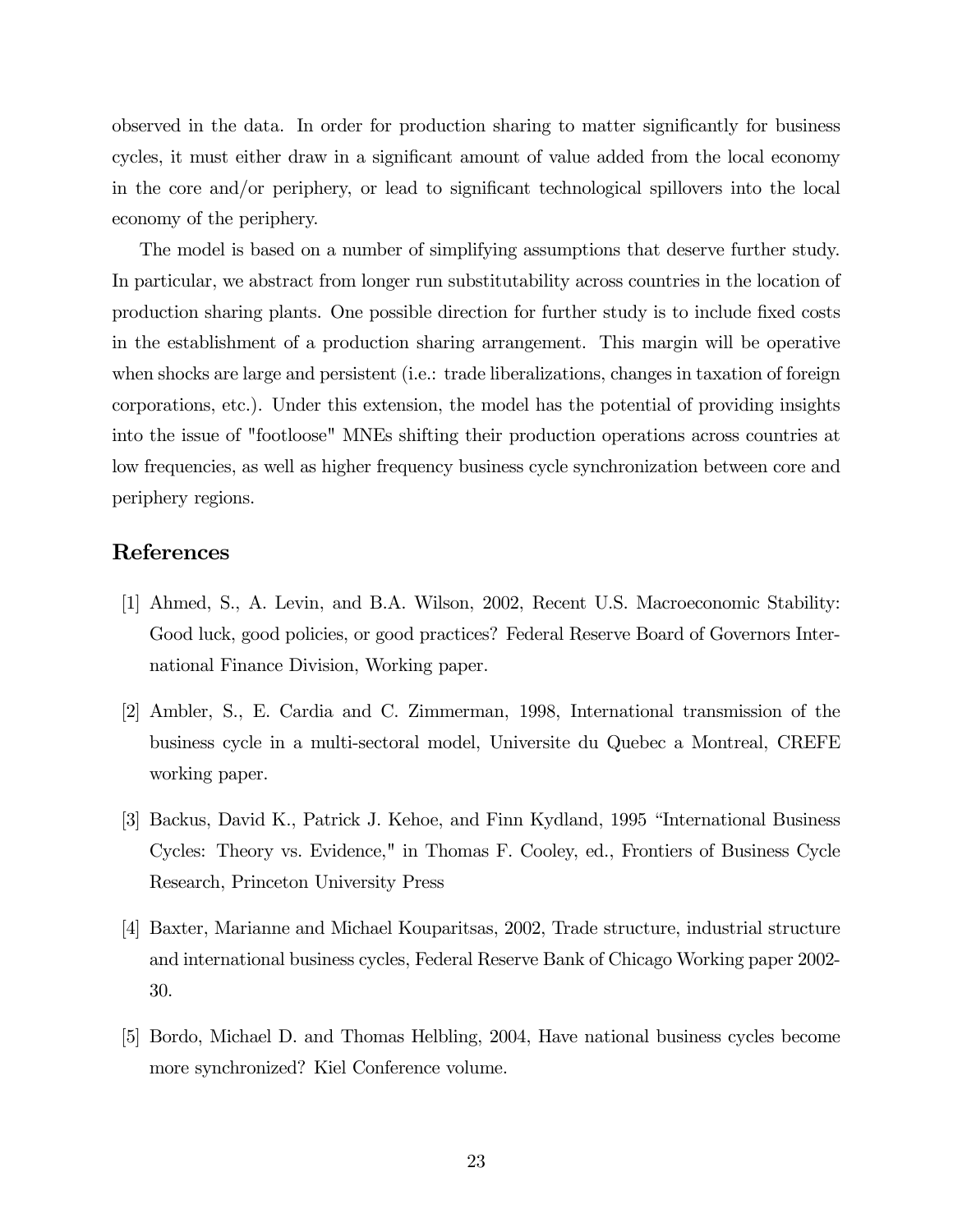observed in the data. In order for production sharing to matter significantly for business cycles, it must either draw in a significant amount of value added from the local economy in the core and/or periphery, or lead to significant technological spillovers into the local economy of the periphery.

The model is based on a number of simplifying assumptions that deserve further study. In particular, we abstract from longer run substitutability across countries in the location of production sharing plants. One possible direction for further study is to include fixed costs in the establishment of a production sharing arrangement. This margin will be operative when shocks are large and persistent (i.e.: trade liberalizations, changes in taxation of foreign corporations, etc.). Under this extension, the model has the potential of providing insights into the issue of "footloose" MNEs shifting their production operations across countries at low frequencies, as well as higher frequency business cycle synchronization between core and periphery regions.

## References

[1] Ahmed, S., A. Levin, and B.A. Wilson, 2002, Recent U.S. Macroeconomic Stability: Good luck, good policies, or good practices? Federal Reserve Board of Governors International Finance Division, Working paper.

[2] Ambler, S., E. Cardia and C. Zimmerman, 1998, International transmission of the business cycle in a multi-sectoral model, Universite du Quebec a Montreal, CREFE working paper.

[3] Backus, David K., Patrick J. Kehoe, and Finn Kydland, 1995 "International Business Cycles: Theory vs. Evidence," in Thomas F. Cooley, ed., Frontiers of Business Cycle Research, Princeton University Press

[4] Baxter, Marianne and Michael Kouparitsas, 2002, Trade structure, industrial structure and international business cycles, Federal Reserve Bank of Chicago Working paper 2002-30.

[5] Bordo, Michael D. and Thomas Helbling, 2004, Have national business cycles become more synchronized? Kiel Conference volume.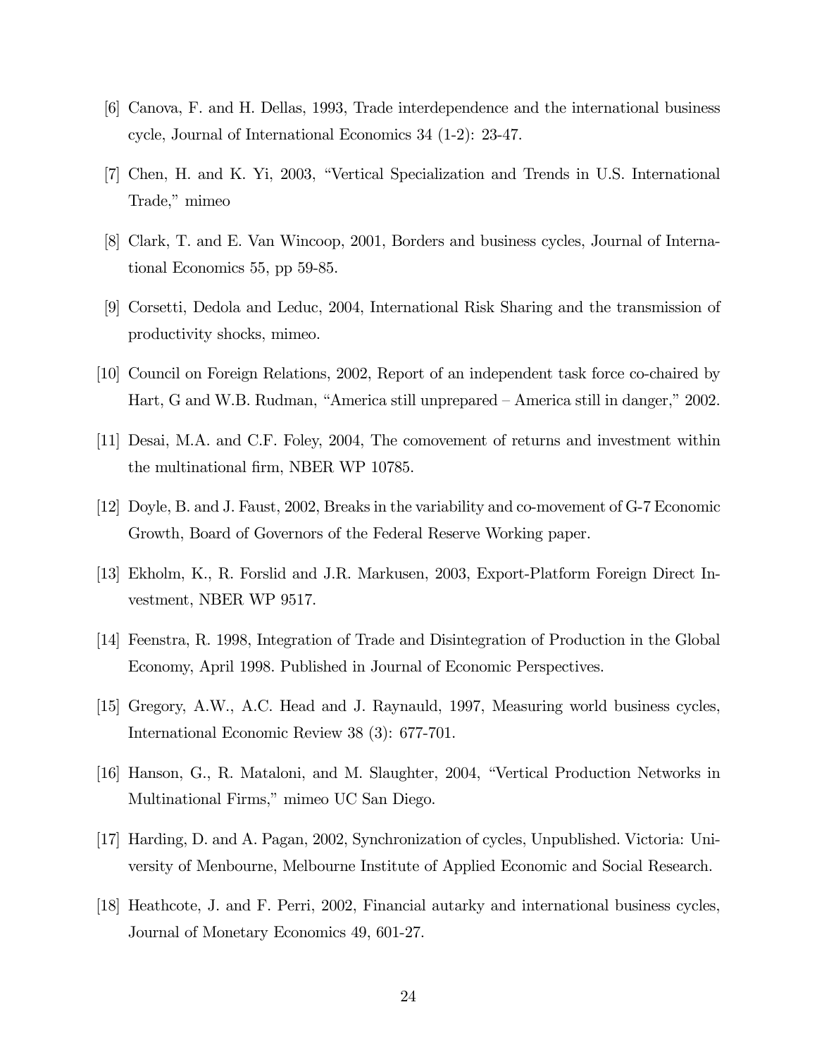[6] Canova, F. and H. Dellas, 1993, Trade interdependence and the international business cycle, Journal of International Economics 34 (1-2): 23-47.

[7] Chen, H. and K. Yi, 2003, "Vertical Specialization and Trends in U.S. International Trade," mimeo

[8] Clark, T. and E. Van Wincoop, 2001, Borders and business cycles, Journal of International Economics 55, pp 59-85.

[9] Corsetti, Dedola and Leduc, 2004, International Risk Sharing and the transmission of productivity shocks, mimeo.

[10] Council on Foreign Relations, 2002, Report of an independent task force co-chaired by Hart, G and W.B. Rudman, "America still unprepared – America still in danger," 2002.

[11] Desai, M.A. and C.F. Foley, 2004, The comovement of returns and investment within the multinational firm, NBER WP 10785.

[12] Doyle, B. and J. Faust, 2002, Breaks in the variability and co-movement of G-7 Economic Growth, Board of Governors of the Federal Reserve Working paper.

[13] Ekholm, K., R. Forslid and J.R. Markusen, 2003, Export-Platform Foreign Direct Investment, NBER WP 9517.

[14] Feenstra, R. 1998, Integration of Trade and Disintegration of Production in the Global Economy, April 1998. Published in Journal of Economic Perspectives.

[15] Gregory, A.W., A.C. Head and J. Raynauld, 1997, Measuring world business cycles, International Economic Review 38 (3): 677-701.

[16] Hanson, G., R. Mataloni, and M. Slaughter, 2004, "Vertical Production Networks in Multinational Firms," mimeo UC San Diego.

[17] Harding, D. and A. Pagan, 2002, Synchronization of cycles, Unpublished. Victoria: University of Menbourne, Melbourne Institute of Applied Economic and Social Research.

[18] Heathcote, J. and F. Perri, 2002, Financial autarky and international business cycles, Journal of Monetary Economics 49, 601-27.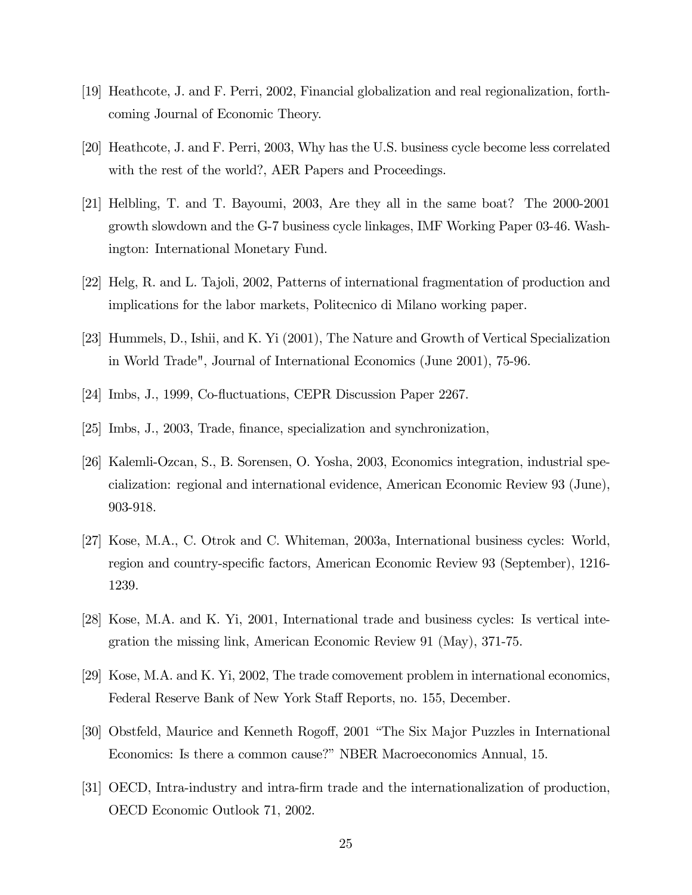[19] Heathcote, J. and F. Perri, 2002, Financial globalization and real regionalization, forthcoming Journal of Economic Theory.

[20] Heathcote, J. and F. Perri, 2003, Why has the U.S. business cycle become less correlated with the rest of the world?, AER Papers and Proceedings.

[21] Helbling, T. and T. Bayoumi, 2003, Are they all in the same boat? The 2000-2001 growth slowdown and the G-7 business cycle linkages, IMF Working Paper 03-46. Washington: International Monetary Fund.

[22] Helg, R. and L. Tajoli, 2002, Patterns of international fragmentation of production and implications for the labor markets, Politecnico di Milano working paper.

[23] Hummels, D., Ishii, and K. Yi (2001), The Nature and Growth of Vertical Specialization in World Trade", Journal of International Economics (June 2001), 75-96.

[24] Imbs, J., 1999, Co-fluctuations, CEPR Discussion Paper 2267.

[25] Imbs, J., 2003, Trade, finance, specialization and synchronization,

[26] Kalemli-Ozcan, S., B. Sorensen, O. Yosha, 2003, Economics integration, industrial specialization: regional and international evidence, American Economic Review 93 (June), 903-918.

[27] Kose, M.A., C. Otrok and C. Whiteman, 2003a, International business cycles: World, region and country-specific factors, American Economic Review 93 (September), 1216-1239.

[28] Kose, M.A. and K. Yi, 2001, International trade and business cycles: Is vertical integration the missing link, American Economic Review 91 (May), 371-75.

[29] Kose, M.A. and K. Yi, 2002, The trade comovement problem in international economics, Federal Reserve Bank of New York Staff Reports, no. 155, December.

[30] Obstfeld, Maurice and Kenneth Rogoff, 2001 "The Six Major Puzzles in International Economics: Is there a common cause?" NBER Macroeconomics Annual, 15.

[31] OECD, Intra-industry and intra-firm trade and the internationalization of production, OECD Economic Outlook 71, 2002.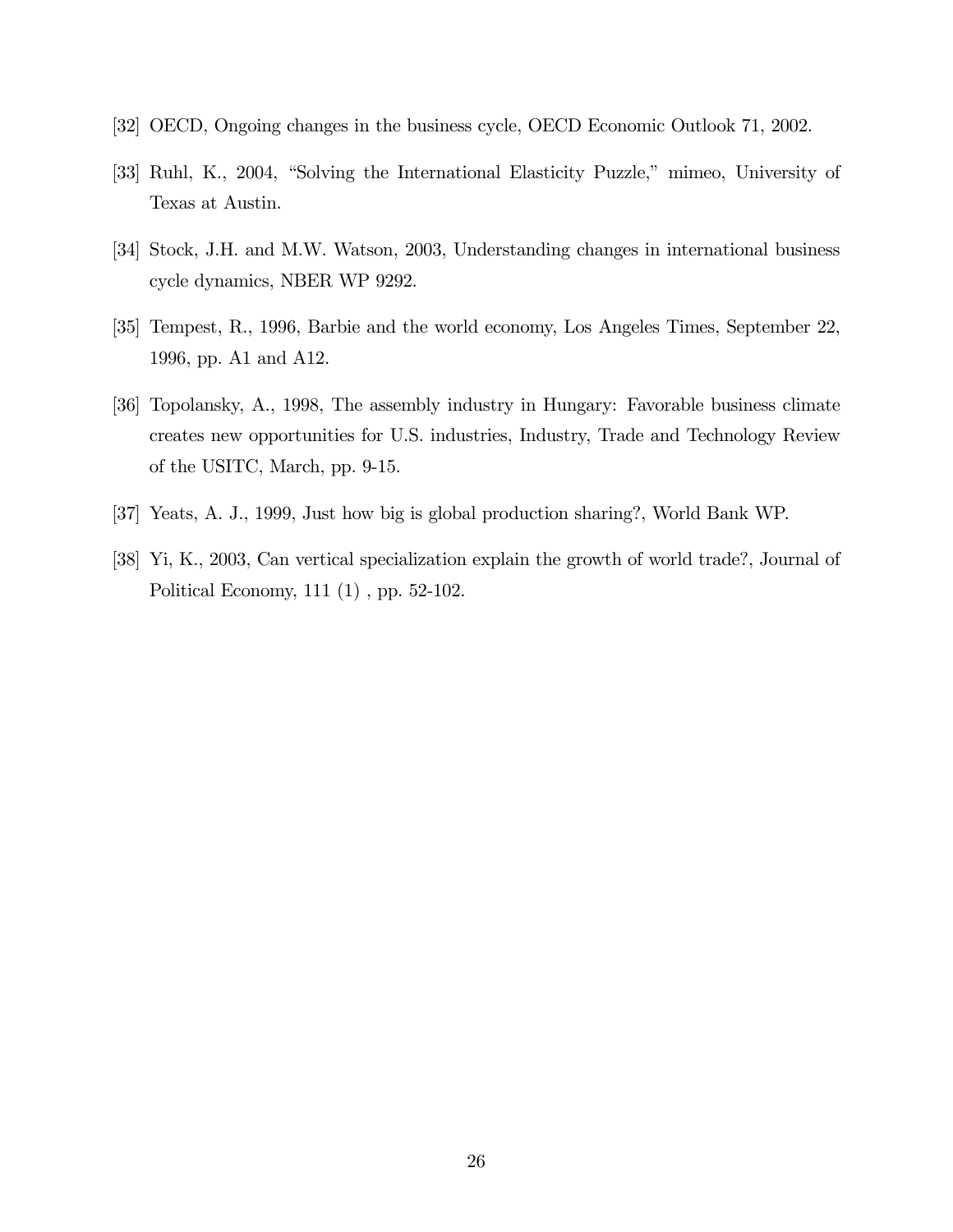[32] OECD, Ongoing changes in the business cycle, OECD Economic Outlook 71, 2002.

[33] Ruhl, K., 2004, "Solving the International Elasticity Puzzle," mimeo, University of Texas at Austin.

[34] Stock, J.H. and M.W. Watson, 2003, Understanding changes in international business cycle dynamics, NBER WP 9292.

[35] Tempest, R., 1996, Barbie and the world economy, Los Angeles Times, September 22, 1996, pp. A1 and A12.

[36] Topolansky, A., 1998, The assembly industry in Hungary: Favorable business climate creates new opportunities for U.S. industries, Industry, Trade and Technology Review of the USITC, March, pp. 9-15.

[37] Yeats, A. J., 1999, Just how big is global production sharing?, World Bank WP.

[38] Yi, K., 2003, Can vertical specialization explain the growth of world trade?, Journal of Political Economy, 111 (1) , pp. 52-102.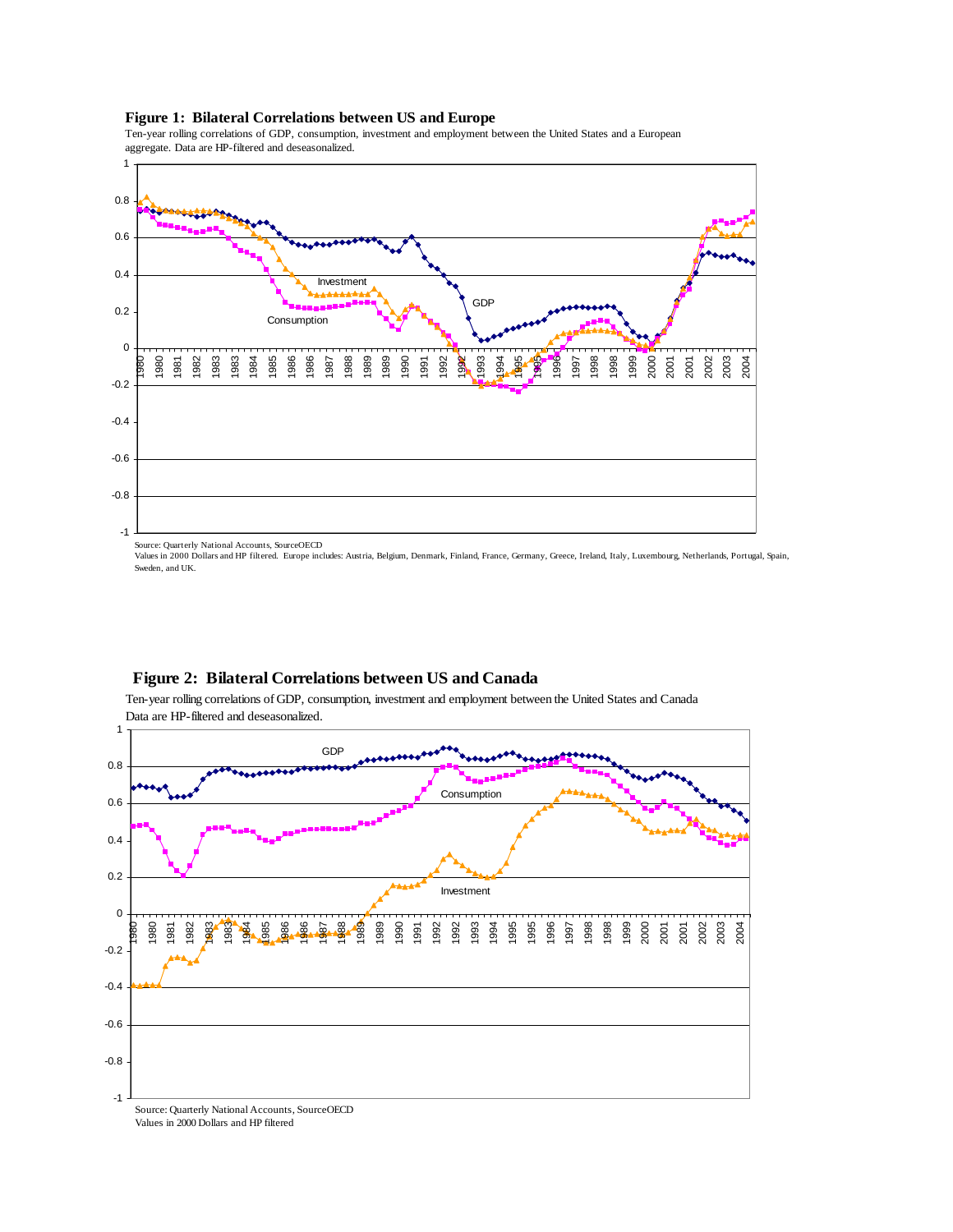**Figure 1: Bilateral Correlations between US and Europe**

Ten-year rolling correlations of GDP, consumption, investment and employment between the United States and a European aggregate. Data are HP-filtered and deseasonalized.

Source: Quarterly National Accounts, SourceOECD
Values in 2000 Dollars and HP filtered. Europe includes: Austria, Belgium, Denmark, Finland, France, Germany, Greece, Ireland, Italy, Luxembourg, Netherlands, Portugal, Spain, Sweden, and UK.

**Figure 2: Bilateral Correlations between US and Canada**

Ten-year rolling correlations of GDP, consumption, investment and employment between the United States and Canada Data are HP-filtered and deseasonalized.

Source: Quarterly National Accounts, SourceOECD
Values in 2000 Dollars and HP filtered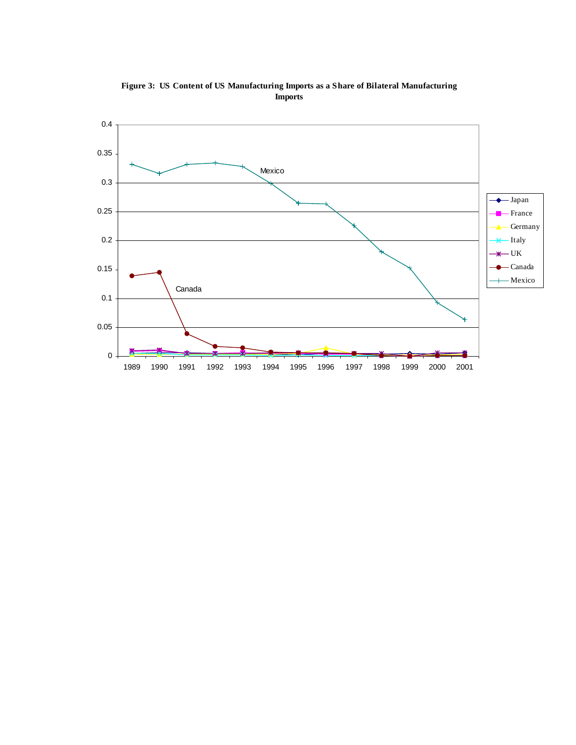**Figure 3: US Content of US Manufacturing Imports as a Share of Bilateral Manufacturing Imports**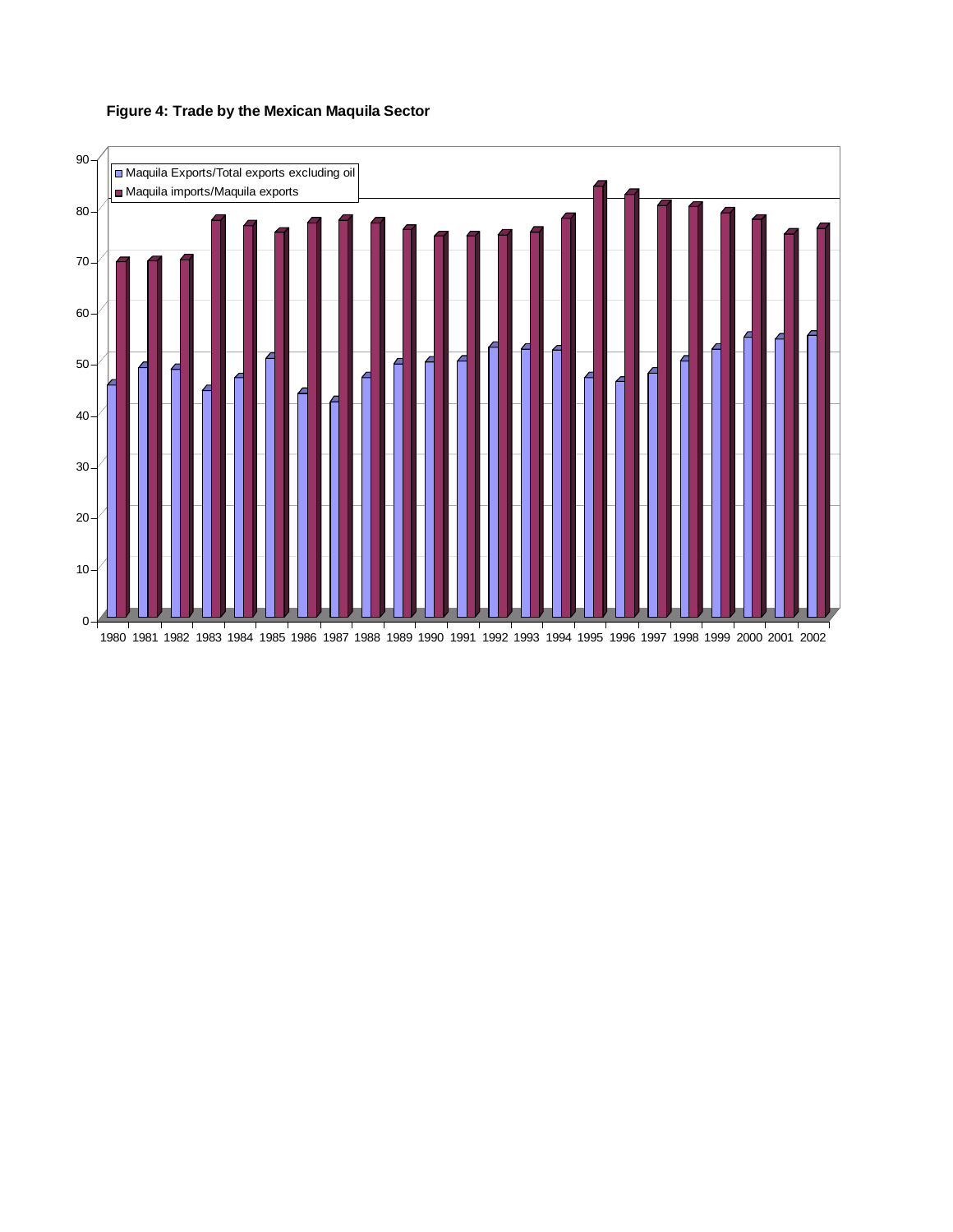**Figure 4: Trade by the Mexican Maquila Sector**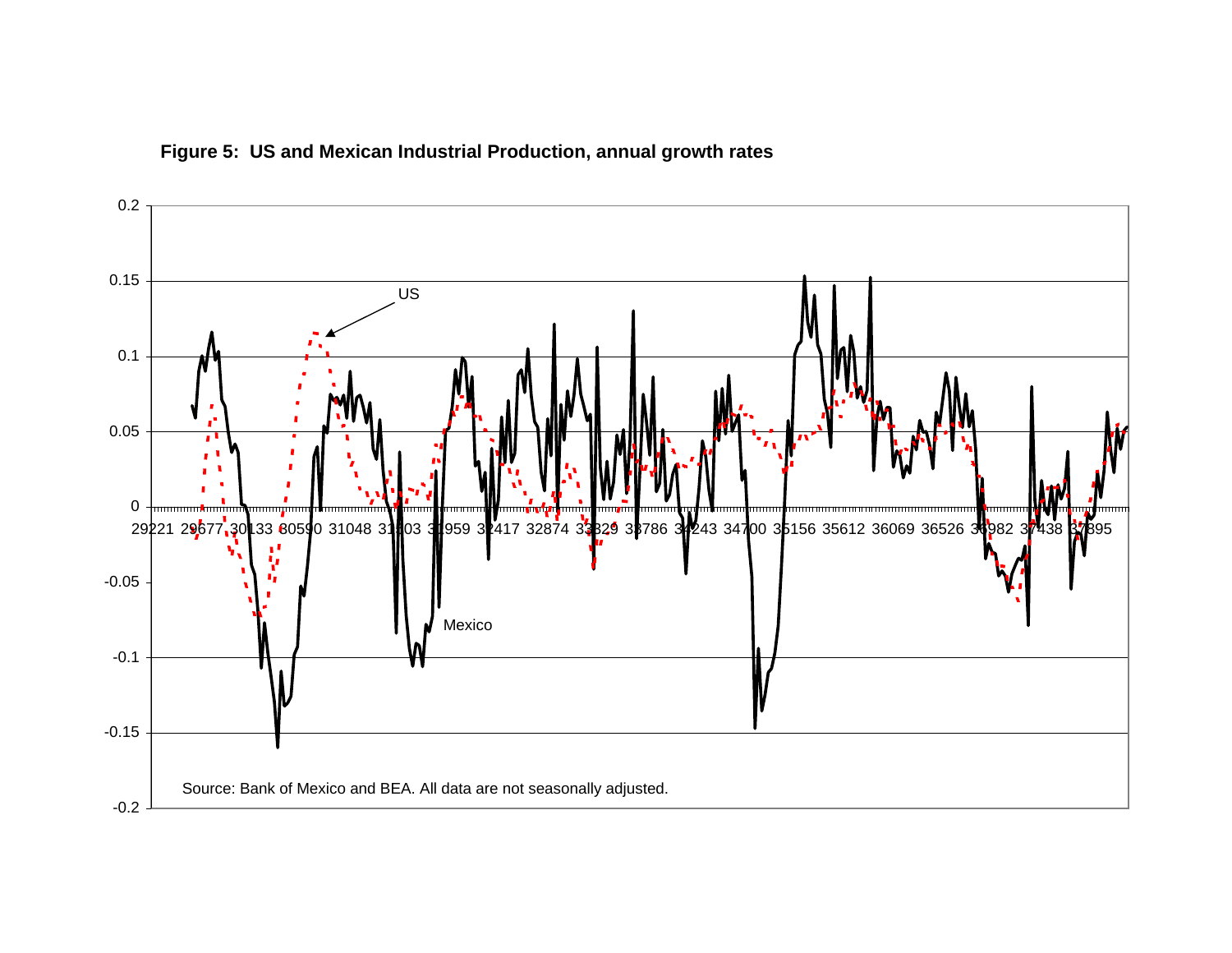**Figure 5: US and Mexican Industrial Production, annual growth rates**

Source: Bank of Mexico and BEA. All data are not seasonally adjusted.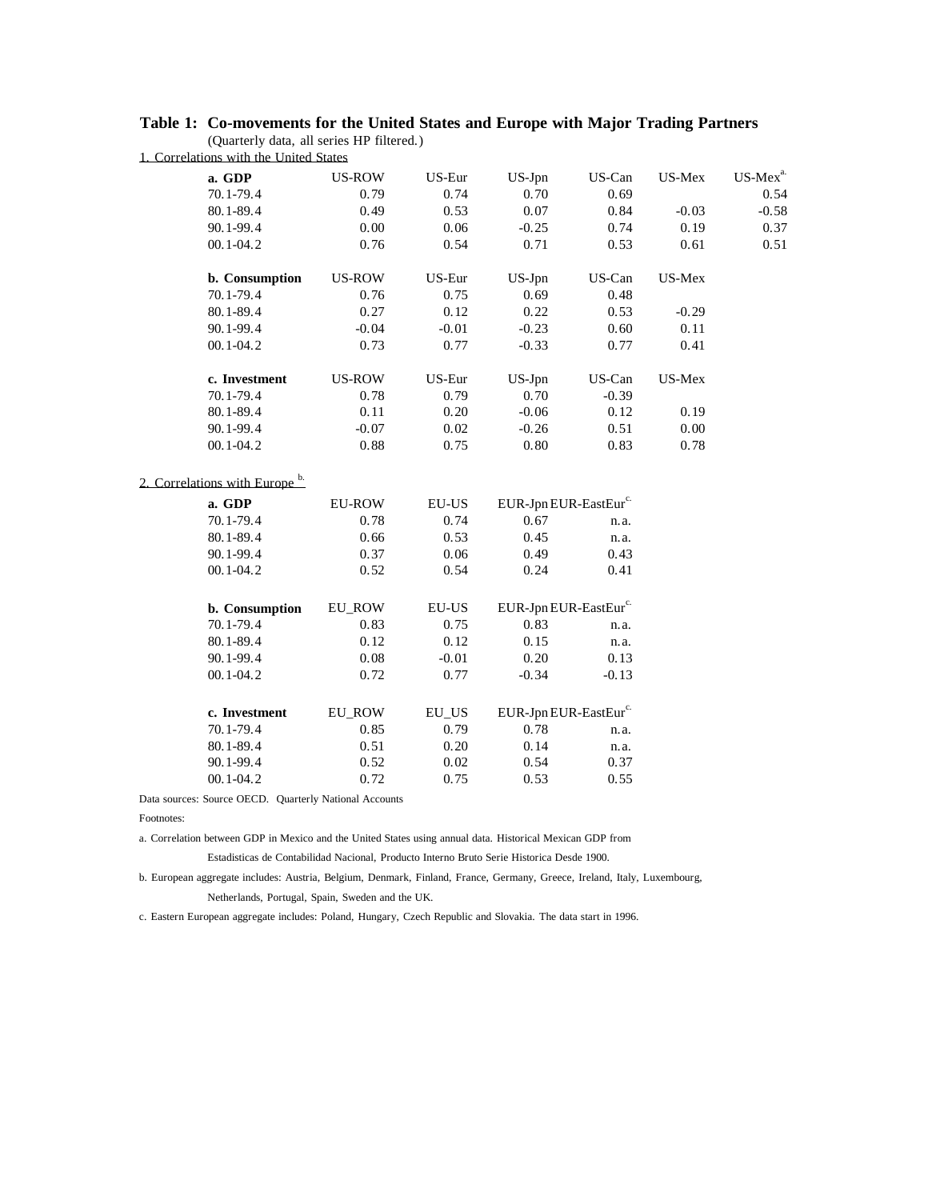**Table 1: Co-movements for the United States and Europe with Major Trading Partners**

(Quarterly data, all series HP filtered.)

1. Correlations with the United States

| **a. GDP** | US-ROW | US-Eur | US-Jpn | US-Can | US-Mex | US-Mex[a.] |
|---|---|---|---|---|---|---|
| 70.1-79.4 | 0.79 | 0.74 | 0.70 | 0.69 | | 0.54 |
| 80.1-89.4 | 0.49 | 0.53 | 0.07 | 0.84 | -0.03 | -0.58 |
| 90.1-99.4 | 0.00 | 0.06 | -0.25 | 0.74 | 0.19 | 0.37 |
| 00.1-04.2 | 0.76 | 0.54 | 0.71 | 0.53 | 0.61 | 0.51 |

| **b. Consumption** | US-ROW | US-Eur | US-Jpn | US-Can | US-Mex |
|---|---|---|---|---|---|
| 70.1-79.4 | 0.76 | 0.75 | 0.69 | 0.48 | |
| 80.1-89.4 | 0.27 | 0.12 | 0.22 | 0.53 | -0.29 |
| 90.1-99.4 | -0.04 | -0.01 | -0.23 | 0.60 | 0.11 |
| 00.1-04.2 | 0.73 | 0.77 | -0.33 | 0.77 | 0.41 |

| **c. Investment** | US-ROW | US-Eur | US-Jpn | US-Can | US-Mex |
|---|---|---|---|---|---|
| 70.1-79.4 | 0.78 | 0.79 | 0.70 | -0.39 | |
| 80.1-89.4 | 0.11 | 0.20 | -0.06 | 0.12 | 0.19 |
| 90.1-99.4 | -0.07 | 0.02 | -0.26 | 0.51 | 0.00 |
| 00.1-04.2 | 0.88 | 0.75 | 0.80 | 0.83 | 0.78 |

2. Correlations with Europe [b.]

| **a. GDP** | EU-ROW | EU-US | EUR-Jpn | EUR-EastEur[c.] |
|---|---|---|---|---|
| 70.1-79.4 | 0.78 | 0.74 | 0.67 | n.a. |
| 80.1-89.4 | 0.66 | 0.53 | 0.45 | n.a. |
| 90.1-99.4 | 0.37 | 0.06 | 0.49 | 0.43 |
| 00.1-04.2 | 0.52 | 0.54 | 0.24 | 0.41 |

| **b. Consumption** | EU_ROW | EU-US | EUR-Jpn | EUR-EastEur[c.] |
|---|---|---|---|---|
| 70.1-79.4 | 0.83 | 0.75 | 0.83 | n.a. |
| 80.1-89.4 | 0.12 | 0.12 | 0.15 | n.a. |
| 90.1-99.4 | 0.08 | -0.01 | 0.20 | 0.13 |
| 00.1-04.2 | 0.72 | 0.77 | -0.34 | -0.13 |

| **c. Investment** | EU_ROW | EU_US | EUR-Jpn | EUR-EastEur[c.] |
|---|---|---|---|---|
| 70.1-79.4 | 0.85 | 0.79 | 0.78 | n.a. |
| 80.1-89.4 | 0.51 | 0.20 | 0.14 | n.a. |
| 90.1-99.4 | 0.52 | 0.02 | 0.54 | 0.37 |
| 00.1-04.2 | 0.72 | 0.75 | 0.53 | 0.55 |

Data sources: Source OECD. Quarterly National Accounts

Footnotes:

a. Correlation between GDP in Mexico and the United States using annual data. Historical Mexican GDP from Estadisticas de Contabilidad Nacional, Producto Interno Bruto Serie Historica Desde 1900.

b. European aggregate includes: Austria, Belgium, Denmark, Finland, France, Germany, Greece, Ireland, Italy, Luxembourg, Netherlands, Portugal, Spain, Sweden and the UK.

c. Eastern European aggregate includes: Poland, Hungary, Czech Republic and Slovakia. The data start in 1996.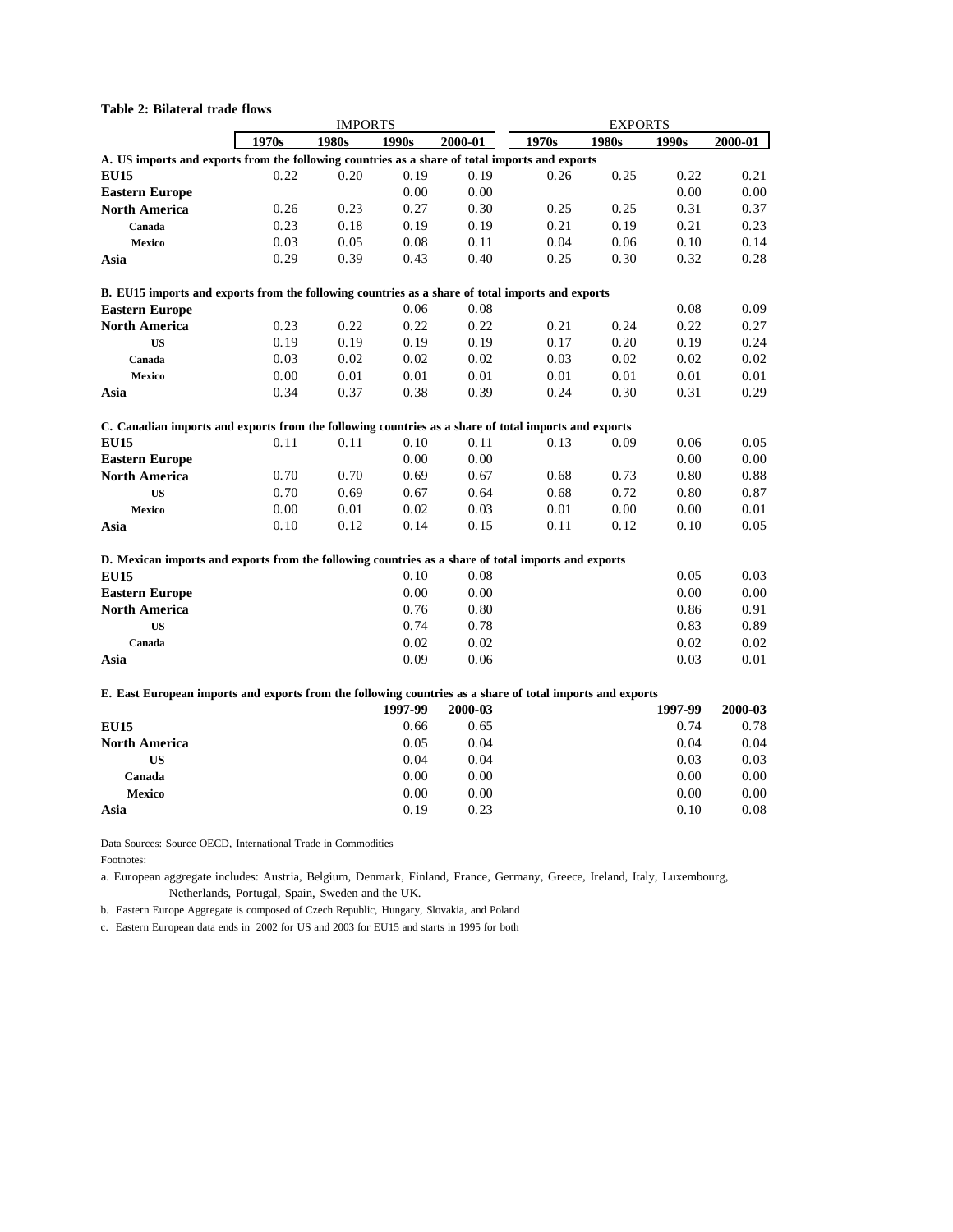**Table 2: Bilateral trade flows**

| | IMPORTS | | | | EXPORTS | | | |
|---|---|---|---|---|---|---|---|---|
| | **1970s** | **1980s** | **1990s** | **2000-01** | **1970s** | **1980s** | **1990s** | **2000-01** |
| **A. US imports and exports from the following countries as a share of total imports and exports** | | | | | | | | |
| **EU15** | 0.22 | 0.20 | 0.19 | 0.19 | 0.26 | 0.25 | 0.22 | 0.21 |
| **Eastern Europe** | | | 0.00 | 0.00 | | | 0.00 | 0.00 |
| **North America** | 0.26 | 0.23 | 0.27 | 0.30 | 0.25 | 0.25 | 0.31 | 0.37 |
| **Canada** | 0.23 | 0.18 | 0.19 | 0.19 | 0.21 | 0.19 | 0.21 | 0.23 |
| **Mexico** | 0.03 | 0.05 | 0.08 | 0.11 | 0.04 | 0.06 | 0.10 | 0.14 |
| **Asia** | 0.29 | 0.39 | 0.43 | 0.40 | 0.25 | 0.30 | 0.32 | 0.28 |
| **B. EU15 imports and exports from the following countries as a share of total imports and exports** | | | | | | | | |
| **Eastern Europe** | | | 0.06 | 0.08 | | | 0.08 | 0.09 |
| **North America** | 0.23 | 0.22 | 0.22 | 0.22 | 0.21 | 0.24 | 0.22 | 0.27 |
| **US** | 0.19 | 0.19 | 0.19 | 0.19 | 0.17 | 0.20 | 0.19 | 0.24 |
| **Canada** | 0.03 | 0.02 | 0.02 | 0.02 | 0.03 | 0.02 | 0.02 | 0.02 |
| **Mexico** | 0.00 | 0.01 | 0.01 | 0.01 | 0.01 | 0.01 | 0.01 | 0.01 |
| **Asia** | 0.34 | 0.37 | 0.38 | 0.39 | 0.24 | 0.30 | 0.31 | 0.29 |
| **C. Canadian imports and exports from the following countries as a share of total imports and exports** | | | | | | | | |
| **EU15** | 0.11 | 0.11 | 0.10 | 0.11 | 0.13 | 0.09 | 0.06 | 0.05 |
| **Eastern Europe** | | | 0.00 | 0.00 | | | 0.00 | 0.00 |
| **North America** | 0.70 | 0.70 | 0.69 | 0.67 | 0.68 | 0.73 | 0.80 | 0.88 |
| **US** | 0.70 | 0.69 | 0.67 | 0.64 | 0.68 | 0.72 | 0.80 | 0.87 |
| **Mexico** | 0.00 | 0.01 | 0.02 | 0.03 | 0.01 | 0.00 | 0.00 | 0.01 |
| **Asia** | 0.10 | 0.12 | 0.14 | 0.15 | 0.11 | 0.12 | 0.10 | 0.05 |
| **D. Mexican imports and exports from the following countries as a share of total imports and exports** | | | | | | | | |
| **EU15** | | | 0.10 | 0.08 | | | 0.05 | 0.03 |
| **Eastern Europe** | | | 0.00 | 0.00 | | | 0.00 | 0.00 |
| **North America** | | | 0.76 | 0.80 | | | 0.86 | 0.91 |
| **US** | | | 0.74 | 0.78 | | | 0.83 | 0.89 |
| **Canada** | | | 0.02 | 0.02 | | | 0.02 | 0.02 |
| **Asia** | | | 0.09 | 0.06 | | | 0.03 | 0.01 |
| **E. East European imports and exports from the following countries as a share of total imports and exports** | | | | | | | | |
| | | | **1997-99** | **2000-03** | | | **1997-99** | **2000-03** |
| **EU15** | | | 0.66 | 0.65 | | | 0.74 | 0.78 |
| **North America** | | | 0.05 | 0.04 | | | 0.04 | 0.04 |
| **US** | | | 0.04 | 0.04 | | | 0.03 | 0.03 |
| **Canada** | | | 0.00 | 0.00 | | | 0.00 | 0.00 |
| **Mexico** | | | 0.00 | 0.00 | | | 0.00 | 0.00 |
| **Asia** | | | 0.19 | 0.23 | | | 0.10 | 0.08 |

Data Sources: Source OECD, International Trade in Commodities

Footnotes:

a. European aggregate includes: Austria, Belgium, Denmark, Finland, France, Germany, Greece, Ireland, Italy, Luxembourg, Netherlands, Portugal, Spain, Sweden and the UK.

b. Eastern Europe Aggregate is composed of Czech Republic, Hungary, Slovakia, and Poland

c. Eastern European data ends in 2002 for US and 2003 for EU15 and starts in 1995 for both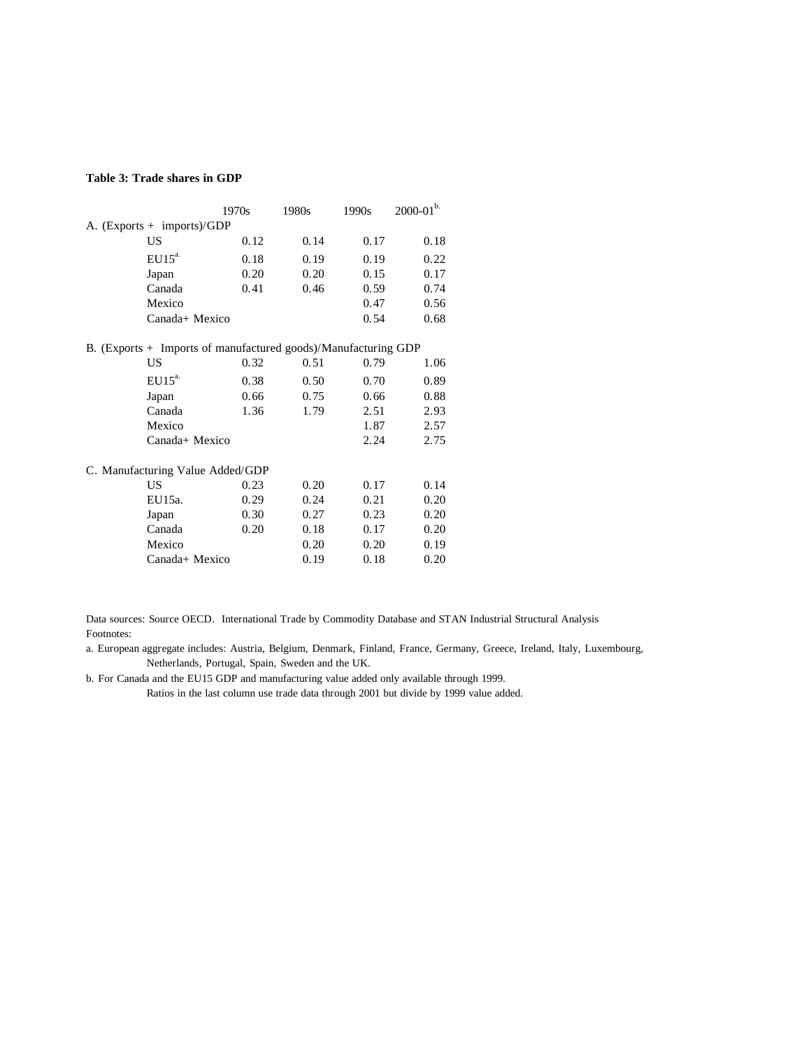**Table 3: Trade shares in GDP**

| | 1970s | 1980s | 1990s | 2000-01[b.] |
|---|---|---|---|---|
| A. (Exports + imports)/GDP | | | | |
| US | 0.12 | 0.14 | 0.17 | 0.18 |
| EU15[a.] | 0.18 | 0.19 | 0.19 | 0.22 |
| Japan | 0.20 | 0.20 | 0.15 | 0.17 |
| Canada | 0.41 | 0.46 | 0.59 | 0.74 |
| Mexico | | | 0.47 | 0.56 |
| Canada+ Mexico | | | 0.54 | 0.68 |
| B. (Exports + Imports of manufactured goods)/Manufacturing GDP | | | | |
| US | 0.32 | 0.51 | 0.79 | 1.06 |
| EU15[a.] | 0.38 | 0.50 | 0.70 | 0.89 |
| Japan | 0.66 | 0.75 | 0.66 | 0.88 |
| Canada | 1.36 | 1.79 | 2.51 | 2.93 |
| Mexico | | | 1.87 | 2.57 |
| Canada+ Mexico | | | 2.24 | 2.75 |
| C. Manufacturing Value Added/GDP | | | | |
| US | 0.23 | 0.20 | 0.17 | 0.14 |
| EU15a. | 0.29 | 0.24 | 0.21 | 0.20 |
| Japan | 0.30 | 0.27 | 0.23 | 0.20 |
| Canada | 0.20 | 0.18 | 0.17 | 0.20 |
| Mexico | | 0.20 | 0.20 | 0.19 |
| Canada+ Mexico | | 0.19 | 0.18 | 0.20 |

Data sources: Source OECD. International Trade by Commodity Database and STAN Industrial Structural Analysis

Footnotes:

a. European aggregate includes: Austria, Belgium, Denmark, Finland, France, Germany, Greece, Ireland, Italy, Luxembourg, Netherlands, Portugal, Spain, Sweden and the UK.

b. For Canada and the EU15 GDP and manufacturing value added only available through 1999. Ratios in the last column use trade data through 2001 but divide by 1999 value added.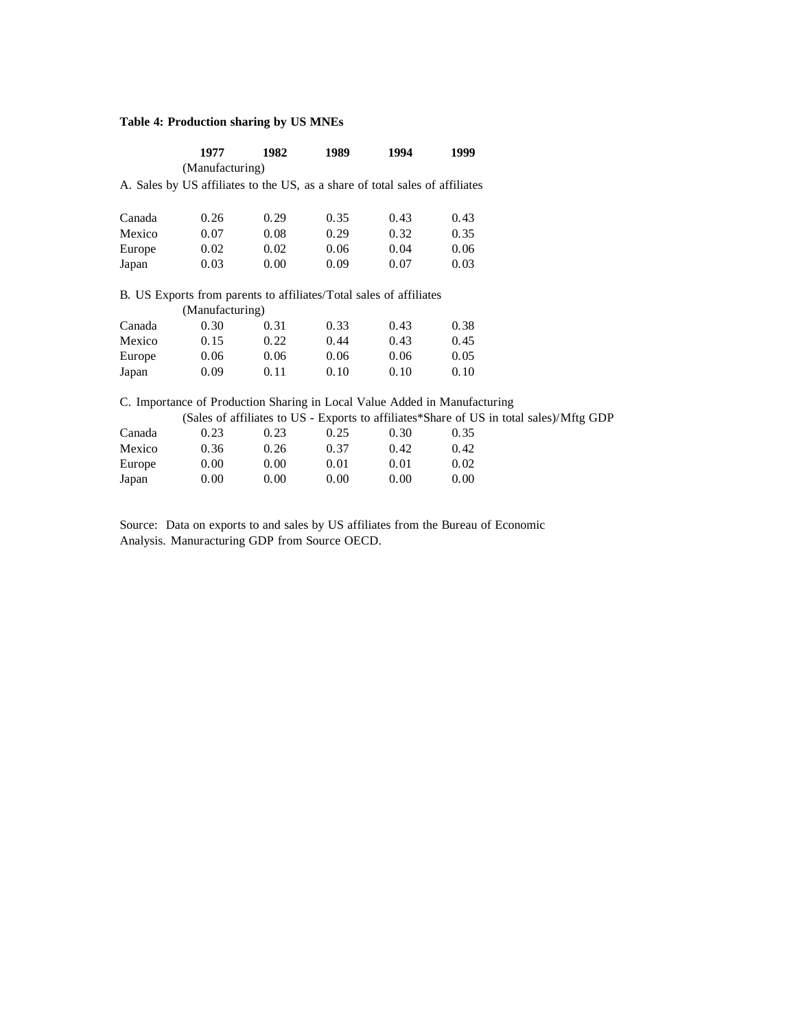**Table 4: Production sharing by US MNEs**

| | 1977 | 1982 | 1989 | 1994 | 1999 |
|---|---|---|---|---|---|
| | (Manufacturing) | | | | |
| A. Sales by US affiliates to the US, as a share of total sales of affiliates | | | | | |
| Canada | 0.26 | 0.29 | 0.35 | 0.43 | 0.43 |
| Mexico | 0.07 | 0.08 | 0.29 | 0.32 | 0.35 |
| Europe | 0.02 | 0.02 | 0.06 | 0.04 | 0.06 |
| Japan | 0.03 | 0.00 | 0.09 | 0.07 | 0.03 |
| B. US Exports from parents to affiliates/Total sales of affiliates | | | | | |
| | (Manufacturing) | | | | |
| Canada | 0.30 | 0.31 | 0.33 | 0.43 | 0.38 |
| Mexico | 0.15 | 0.22 | 0.44 | 0.43 | 0.45 |
| Europe | 0.06 | 0.06 | 0.06 | 0.06 | 0.05 |
| Japan | 0.09 | 0.11 | 0.10 | 0.10 | 0.10 |
| C. Importance of Production Sharing in Local Value Added in Manufacturing | | | | | |
| | (Sales of affiliates to US - Exports to affiliates*Share of US in total sales)/Mftg GDP | | | | |
| Canada | 0.23 | 0.23 | 0.25 | 0.30 | 0.35 |
| Mexico | 0.36 | 0.26 | 0.37 | 0.42 | 0.42 |
| Europe | 0.00 | 0.00 | 0.01 | 0.01 | 0.02 |
| Japan | 0.00 | 0.00 | 0.00 | 0.00 | 0.00 |

Source: Data on exports to and sales by US affiliates from the Bureau of Economic Analysis. Manuracturing GDP from Source OECD.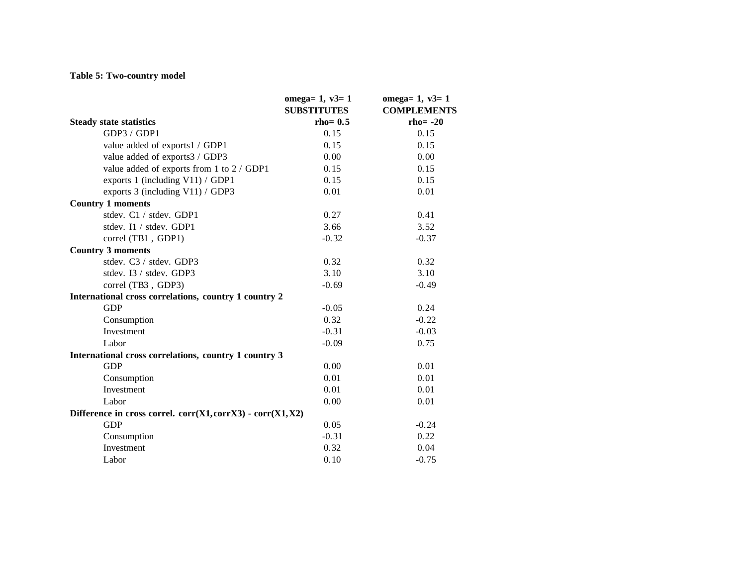**Table 5: Two-country model**

| | omega= 1, v3= 1 SUBSTITUTES | omega= 1, v3= 1 COMPLEMENTS |
|---|---|---|
| **Steady state statistics** | **rho= 0.5** | **rho= -20** |
| GDP3 / GDP1 | 0.15 | 0.15 |
| value added of exports1 / GDP1 | 0.15 | 0.15 |
| value added of exports3 / GDP3 | 0.00 | 0.00 |
| value added of exports from 1 to 2 / GDP1 | 0.15 | 0.15 |
| exports 1 (including V11) / GDP1 | 0.15 | 0.15 |
| exports 3 (including V11) / GDP3 | 0.01 | 0.01 |
| **Country 1 moments** | | |
| stdev. C1 / stdev. GDP1 | 0.27 | 0.41 |
| stdev. I1 / stdev. GDP1 | 3.66 | 3.52 |
| correl (TB1 , GDP1) | -0.32 | -0.37 |
| **Country 3 moments** | | |
| stdev. C3 / stdev. GDP3 | 0.32 | 0.32 |
| stdev. I3 / stdev. GDP3 | 3.10 | 3.10 |
| correl (TB3 , GDP3) | -0.69 | -0.49 |
| **International cross correlations, country 1 country 2** | | |
| GDP | -0.05 | 0.24 |
| Consumption | 0.32 | -0.22 |
| Investment | -0.31 | -0.03 |
| Labor | -0.09 | 0.75 |
| **International cross correlations, country 1 country 3** | | |
| GDP | 0.00 | 0.01 |
| Consumption | 0.01 | 0.01 |
| Investment | 0.01 | 0.01 |
| Labor | 0.00 | 0.01 |
| **Difference in cross correl. corr(X1,corrX3) - corr(X1,X2)** | | |
| GDP | 0.05 | -0.24 |
| Consumption | -0.31 | 0.22 |
| Investment | 0.32 | 0.04 |
| Labor | 0.10 | -0.75 |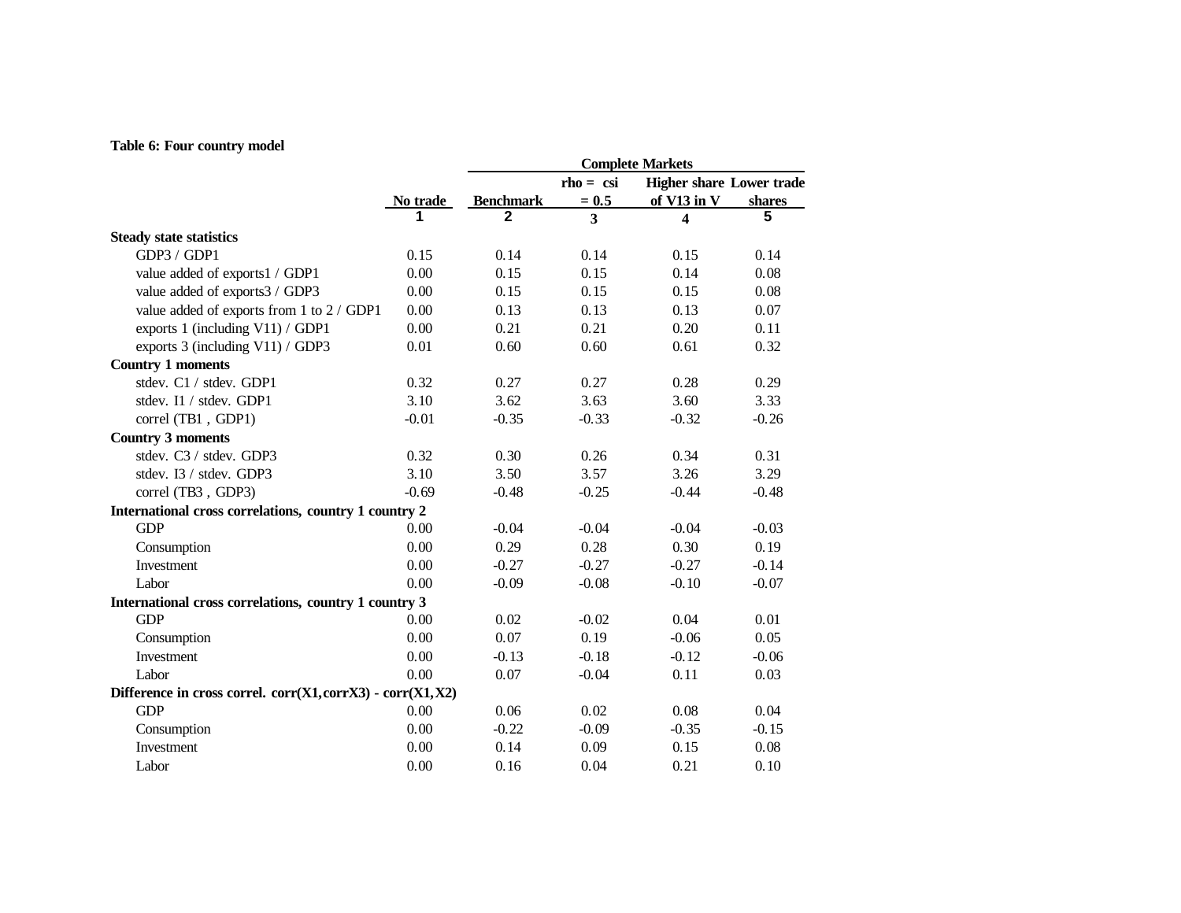**Table 6: Four country model**

| | No trade | Complete Markets | | | |
|---|---|---|---|---|---|
| | | Benchmark | rho = csi = 0.5 | Higher share of V13 in V | Lower trade shares |
| | 1 | 2 | 3 | 4 | 5 |
| **Steady state statistics** | | | | | |
| GDP3 / GDP1 | 0.15 | 0.14 | 0.14 | 0.15 | 0.14 |
| value added of exports1 / GDP1 | 0.00 | 0.15 | 0.15 | 0.14 | 0.08 |
| value added of exports3 / GDP3 | 0.00 | 0.15 | 0.15 | 0.15 | 0.08 |
| value added of exports from 1 to 2 / GDP1 | 0.00 | 0.13 | 0.13 | 0.13 | 0.07 |
| exports 1 (including V11) / GDP1 | 0.00 | 0.21 | 0.21 | 0.20 | 0.11 |
| exports 3 (including V11) / GDP3 | 0.01 | 0.60 | 0.60 | 0.61 | 0.32 |
| **Country 1 moments** | | | | | |
| stdev. C1 / stdev. GDP1 | 0.32 | 0.27 | 0.27 | 0.28 | 0.29 |
| stdev. I1 / stdev. GDP1 | 3.10 | 3.62 | 3.63 | 3.60 | 3.33 |
| correl (TB1 , GDP1) | -0.01 | -0.35 | -0.33 | -0.32 | -0.26 |
| **Country 3 moments** | | | | | |
| stdev. C3 / stdev. GDP3 | 0.32 | 0.30 | 0.26 | 0.34 | 0.31 |
| stdev. I3 / stdev. GDP3 | 3.10 | 3.50 | 3.57 | 3.26 | 3.29 |
| correl (TB3 , GDP3) | -0.69 | -0.48 | -0.25 | -0.44 | -0.48 |
| **International cross correlations, country 1 country 2** | | | | | |
| GDP | 0.00 | -0.04 | -0.04 | -0.04 | -0.03 |
| Consumption | 0.00 | 0.29 | 0.28 | 0.30 | 0.19 |
| Investment | 0.00 | -0.27 | -0.27 | -0.27 | -0.14 |
| Labor | 0.00 | -0.09 | -0.08 | -0.10 | -0.07 |
| **International cross correlations, country 1 country 3** | | | | | |
| GDP | 0.00 | 0.02 | -0.02 | 0.04 | 0.01 |
| Consumption | 0.00 | 0.07 | 0.19 | -0.06 | 0.05 |
| Investment | 0.00 | -0.13 | -0.18 | -0.12 | -0.06 |
| Labor | 0.00 | 0.07 | -0.04 | 0.11 | 0.03 |
| **Difference in cross correl. corr(X1,corrX3) - corr(X1,X2)** | | | | | |
| GDP | 0.00 | 0.06 | 0.02 | 0.08 | 0.04 |
| Consumption | 0.00 | -0.22 | -0.09 | -0.35 | -0.15 |
| Investment | 0.00 | 0.14 | 0.09 | 0.15 | 0.08 |
| Labor | 0.00 | 0.16 | 0.04 | 0.21 | 0.10 |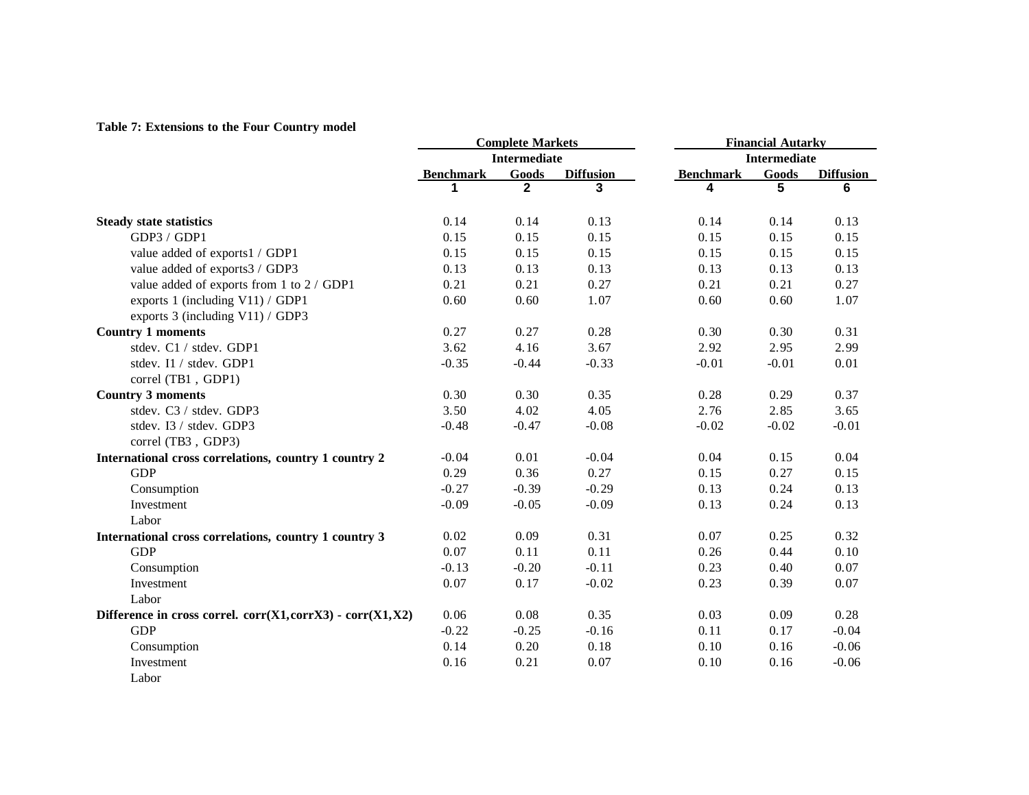**Table 7: Extensions to the Four Country model**

| | Complete Markets | | | Financial Autarky | | |
|---|---|---|---|---|---|---|
| | | Intermediate | | | Intermediate | |
| | Benchmark | Goods | Diffusion | Benchmark | Goods | Diffusion |
| | 1 | 2 | 3 | 4 | 5 | 6 |
| **Steady state statistics** | 0.14 | 0.14 | 0.13 | 0.14 | 0.14 | 0.13 |
| GDP3 / GDP1 | 0.15 | 0.15 | 0.15 | 0.15 | 0.15 | 0.15 |
| value added of exports1 / GDP1 | 0.15 | 0.15 | 0.15 | 0.15 | 0.15 | 0.15 |
| value added of exports3 / GDP3 | 0.13 | 0.13 | 0.13 | 0.13 | 0.13 | 0.13 |
| value added of exports from 1 to 2 / GDP1 | 0.21 | 0.21 | 0.27 | 0.21 | 0.21 | 0.27 |
| exports 1 (including V11) / GDP1 | 0.60 | 0.60 | 1.07 | 0.60 | 0.60 | 1.07 |
| exports 3 (including V11) / GDP3 | | | | | | |
| **Country 1 moments** | 0.27 | 0.27 | 0.28 | 0.30 | 0.30 | 0.31 |
| stdev. C1 / stdev. GDP1 | 3.62 | 4.16 | 3.67 | 2.92 | 2.95 | 2.99 |
| stdev. I1 / stdev. GDP1 | -0.35 | -0.44 | -0.33 | -0.01 | -0.01 | 0.01 |
| correl (TB1 , GDP1) | | | | | | |
| **Country 3 moments** | 0.30 | 0.30 | 0.35 | 0.28 | 0.29 | 0.37 |
| stdev. C3 / stdev. GDP3 | 3.50 | 4.02 | 4.05 | 2.76 | 2.85 | 3.65 |
| stdev. I3 / stdev. GDP3 | -0.48 | -0.47 | -0.08 | -0.02 | -0.02 | -0.01 |
| correl (TB3 , GDP3) | | | | | | |
| **International cross correlations, country 1 country 2** | -0.04 | 0.01 | -0.04 | 0.04 | 0.15 | 0.04 |
| GDP | 0.29 | 0.36 | 0.27 | 0.15 | 0.27 | 0.15 |
| Consumption | -0.27 | -0.39 | -0.29 | 0.13 | 0.24 | 0.13 |
| Investment | -0.09 | -0.05 | -0.09 | 0.13 | 0.24 | 0.13 |
| Labor | | | | | | |
| **International cross correlations, country 1 country 3** | 0.02 | 0.09 | 0.31 | 0.07 | 0.25 | 0.32 |
| GDP | 0.07 | 0.11 | 0.11 | 0.26 | 0.44 | 0.10 |
| Consumption | -0.13 | -0.20 | -0.11 | 0.23 | 0.40 | 0.07 |
| Investment | 0.07 | 0.17 | -0.02 | 0.23 | 0.39 | 0.07 |
| Labor | | | | | | |
| **Difference in cross correl. corr(X1,corrX3) - corr(X1,X2)** | 0.06 | 0.08 | 0.35 | 0.03 | 0.09 | 0.28 |
| GDP | -0.22 | -0.25 | -0.16 | 0.11 | 0.17 | -0.04 |
| Consumption | 0.14 | 0.20 | 0.18 | 0.10 | 0.16 | -0.06 |
| Investment | 0.16 | 0.21 | 0.07 | 0.10 | 0.16 | -0.06 |
| Labor | | | | | | |